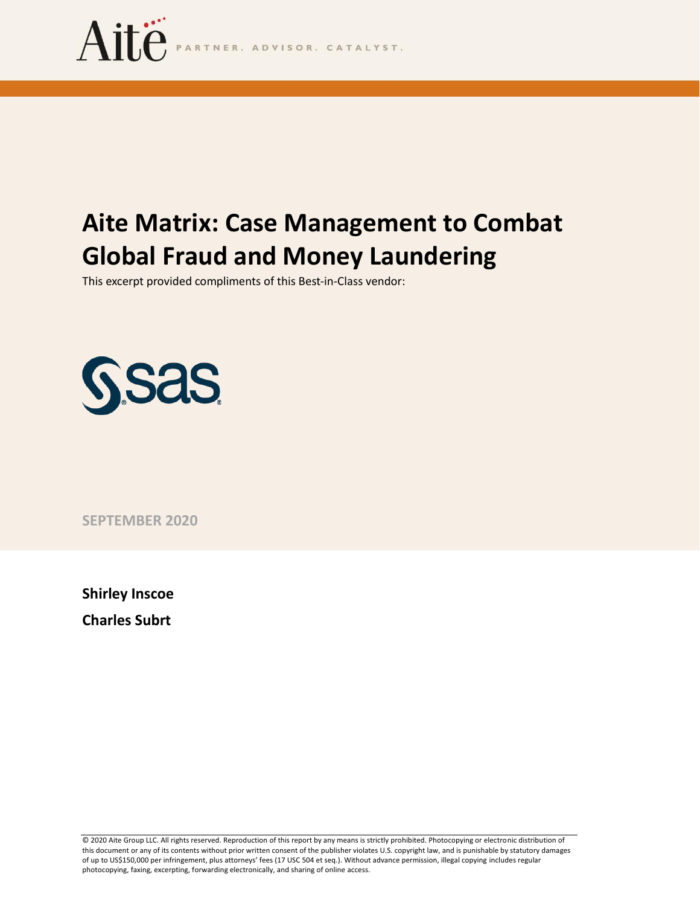Aite PARTNER. ADVISOR. CATALYST.

# Aite Matrix: Case Management to Combat Global Fraud and Money Laundering

This excerpt provided compliments of this Best-in-Class vendor:

sas

**SEPTEMBER 2020**

**Shirley Inscoe**

**Charles Subrt**

© 2020 Aite Group LLC. All rights reserved. Reproduction of this report by any means is strictly prohibited. Photocopying or electronic distribution of this document or any of its contents without prior written consent of the publisher violates U.S. copyright law, and is punishable by statutory damages of up to US$150,000 per infringement, plus attorneys' fees (17 USC 504 et seq.). Without advance permission, illegal copying includes regular photocopying, faxing, excerpting, forwarding electronically, and sharing of online access.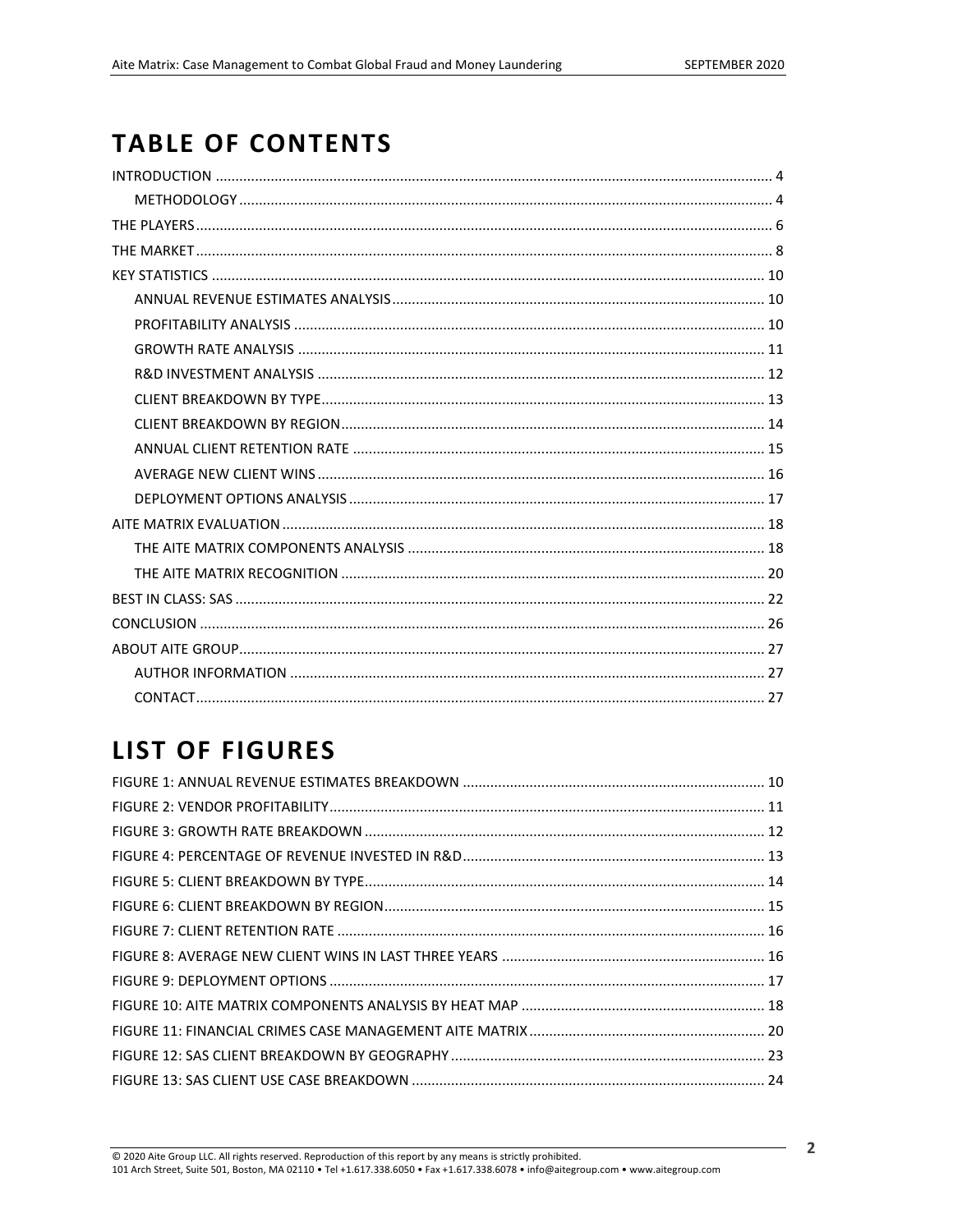# TABLE OF CONTENTS

INTRODUCTION ..... 4

- METHODOLOGY ..... 4

THE PLAYERS ..... 6

THE MARKET ..... 8

KEY STATISTICS ..... 10

- ANNUAL REVENUE ESTIMATES ANALYSIS ..... 10
- PROFITABILITY ANALYSIS ..... 10
- GROWTH RATE ANALYSIS ..... 11
- R&D INVESTMENT ANALYSIS ..... 12
- CLIENT BREAKDOWN BY TYPE ..... 13
- CLIENT BREAKDOWN BY REGION ..... 14
- ANNUAL CLIENT RETENTION RATE ..... 15
- AVERAGE NEW CLIENT WINS ..... 16
- DEPLOYMENT OPTIONS ANALYSIS ..... 17

AITE MATRIX EVALUATION ..... 18

- THE AITE MATRIX COMPONENTS ANALYSIS ..... 18
- THE AITE MATRIX RECOGNITION ..... 20

BEST IN CLASS: SAS ..... 22

CONCLUSION ..... 26

ABOUT AITE GROUP ..... 27

- AUTHOR INFORMATION ..... 27
- CONTACT ..... 27

# LIST OF FIGURES

FIGURE 1: ANNUAL REVENUE ESTIMATES BREAKDOWN ..... 10

FIGURE 2: VENDOR PROFITABILITY ..... 11

FIGURE 3: GROWTH RATE BREAKDOWN ..... 12

FIGURE 4: PERCENTAGE OF REVENUE INVESTED IN R&D ..... 13

FIGURE 5: CLIENT BREAKDOWN BY TYPE ..... 14

FIGURE 6: CLIENT BREAKDOWN BY REGION ..... 15

FIGURE 7: CLIENT RETENTION RATE ..... 16

FIGURE 8: AVERAGE NEW CLIENT WINS IN LAST THREE YEARS ..... 16

FIGURE 9: DEPLOYMENT OPTIONS ..... 17

FIGURE 10: AITE MATRIX COMPONENTS ANALYSIS BY HEAT MAP ..... 18

FIGURE 11: FINANCIAL CRIMES CASE MANAGEMENT AITE MATRIX ..... 20

FIGURE 12: SAS CLIENT BREAKDOWN BY GEOGRAPHY ..... 23

FIGURE 13: SAS CLIENT USE CASE BREAKDOWN ..... 24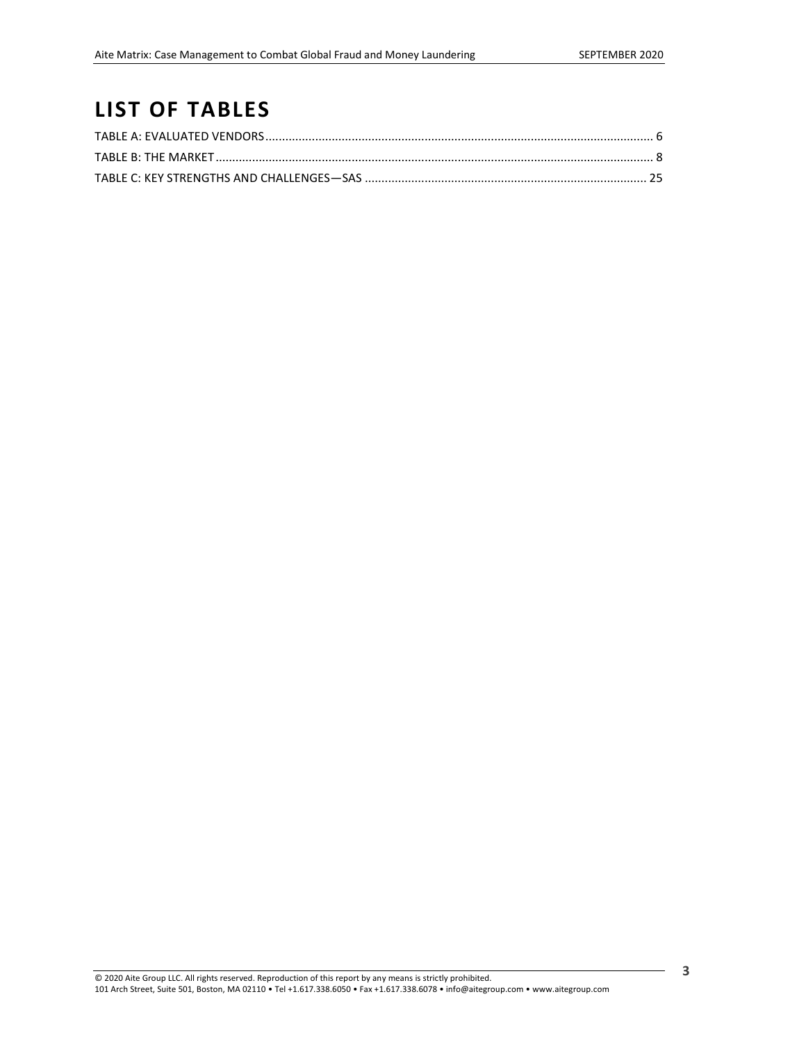# LIST OF TABLES

TABLE A: EVALUATED VENDORS ........................................................................................................................ 6

TABLE B: THE MARKET ..................................................................................................................................... 8

TABLE C: KEY STRENGTHS AND CHALLENGES—SAS ..................................................................................... 25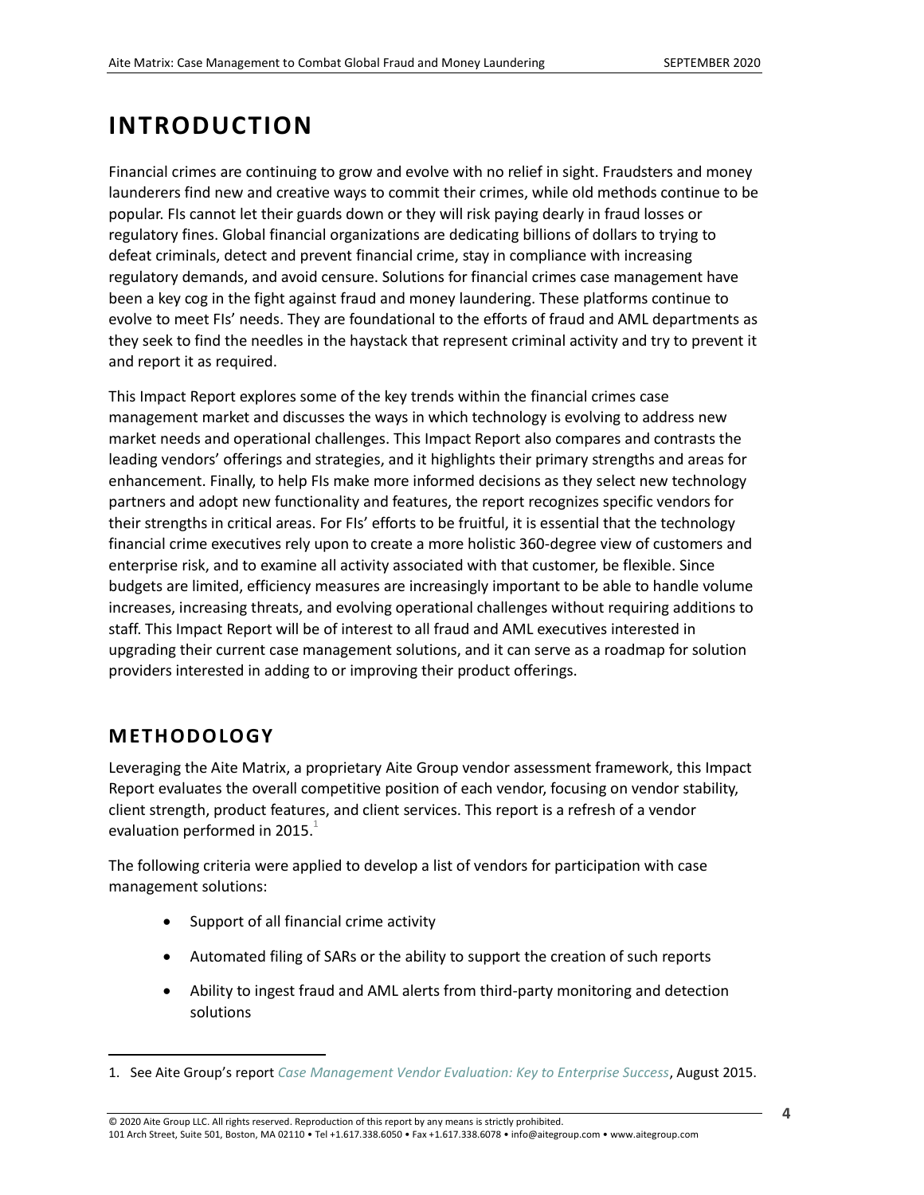# INTRODUCTION

Financial crimes are continuing to grow and evolve with no relief in sight. Fraudsters and money launderers find new and creative ways to commit their crimes, while old methods continue to be popular. FIs cannot let their guards down or they will risk paying dearly in fraud losses or regulatory fines. Global financial organizations are dedicating billions of dollars to trying to defeat criminals, detect and prevent financial crime, stay in compliance with increasing regulatory demands, and avoid censure. Solutions for financial crimes case management have been a key cog in the fight against fraud and money laundering. These platforms continue to evolve to meet FIs' needs. They are foundational to the efforts of fraud and AML departments as they seek to find the needles in the haystack that represent criminal activity and try to prevent it and report it as required.

This Impact Report explores some of the key trends within the financial crimes case management market and discusses the ways in which technology is evolving to address new market needs and operational challenges. This Impact Report also compares and contrasts the leading vendors' offerings and strategies, and it highlights their primary strengths and areas for enhancement. Finally, to help FIs make more informed decisions as they select new technology partners and adopt new functionality and features, the report recognizes specific vendors for their strengths in critical areas. For FIs' efforts to be fruitful, it is essential that the technology financial crime executives rely upon to create a more holistic 360-degree view of customers and enterprise risk, and to examine all activity associated with that customer, be flexible. Since budgets are limited, efficiency measures are increasingly important to be able to handle volume increases, increasing threats, and evolving operational challenges without requiring additions to staff. This Impact Report will be of interest to all fraud and AML executives interested in upgrading their current case management solutions, and it can serve as a roadmap for solution providers interested in adding to or improving their product offerings.

## METHODOLOGY

Leveraging the Aite Matrix, a proprietary Aite Group vendor assessment framework, this Impact Report evaluates the overall competitive position of each vendor, focusing on vendor stability, client strength, product features, and client services. This report is a refresh of a vendor evaluation performed in 2015.[1]

The following criteria were applied to develop a list of vendors for participation with case management solutions:

- Support of all financial crime activity
- Automated filing of SARs or the ability to support the creation of such reports
- Ability to ingest fraud and AML alerts from third-party monitoring and detection solutions

1. See Aite Group's report *Case Management Vendor Evaluation: Key to Enterprise Success*, August 2015.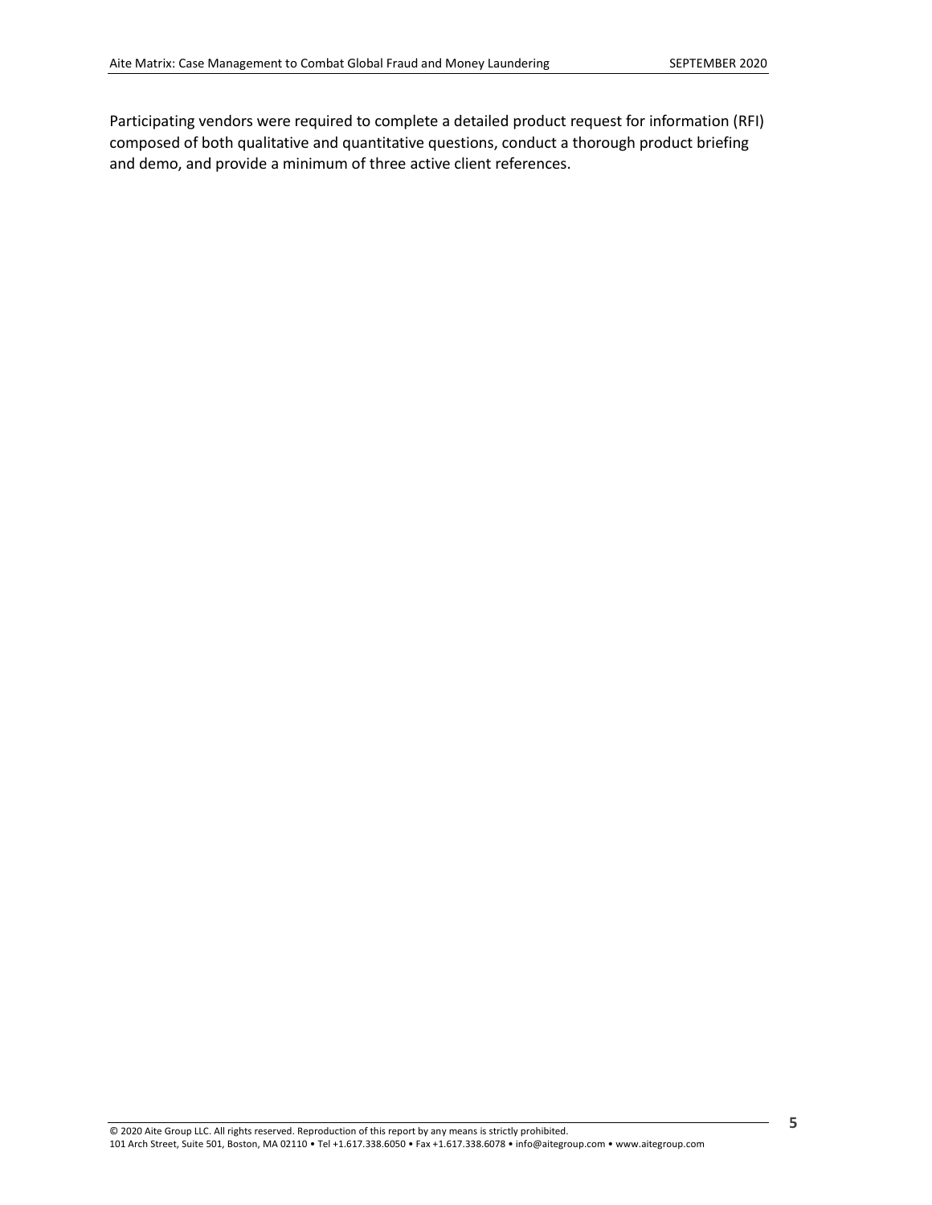Participating vendors were required to complete a detailed product request for information (RFI) composed of both qualitative and quantitative questions, conduct a thorough product briefing and demo, and provide a minimum of three active client references.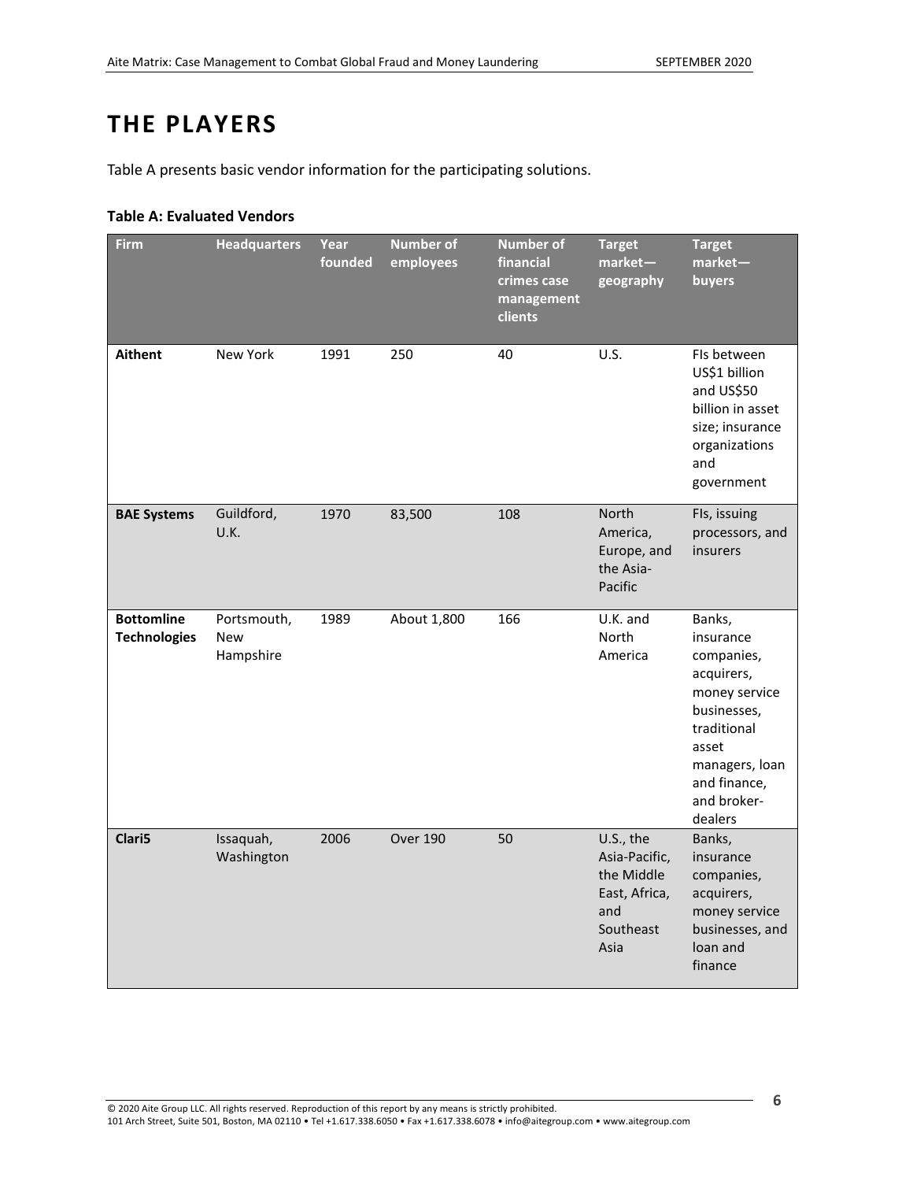# THE PLAYERS

Table A presents basic vendor information for the participating solutions.

**Table A: Evaluated Vendors**

| Firm | Headquarters | Year founded | Number of employees | Number of financial crimes case management clients | Target market—geography | Target market—buyers |
|---|---|---|---|---|---|---|
| **Aithent** | New York | 1991 | 250 | 40 | U.S. | FIs between US$1 billion and US$50 billion in asset size; insurance organizations and government |
| **BAE Systems** | Guildford, U.K. | 1970 | 83,500 | 108 | North America, Europe, and the Asia-Pacific | FIs, issuing processors, and insurers |
| **Bottomline Technologies** | Portsmouth, New Hampshire | 1989 | About 1,800 | 166 | U.K. and North America | Banks, insurance companies, acquirers, money service businesses, traditional asset managers, loan and finance, and broker-dealers |
| **Clari5** | Issaquah, Washington | 2006 | Over 190 | 50 | U.S., the Asia-Pacific, the Middle East, Africa, and Southeast Asia | Banks, insurance companies, acquirers, money service businesses, and loan and finance |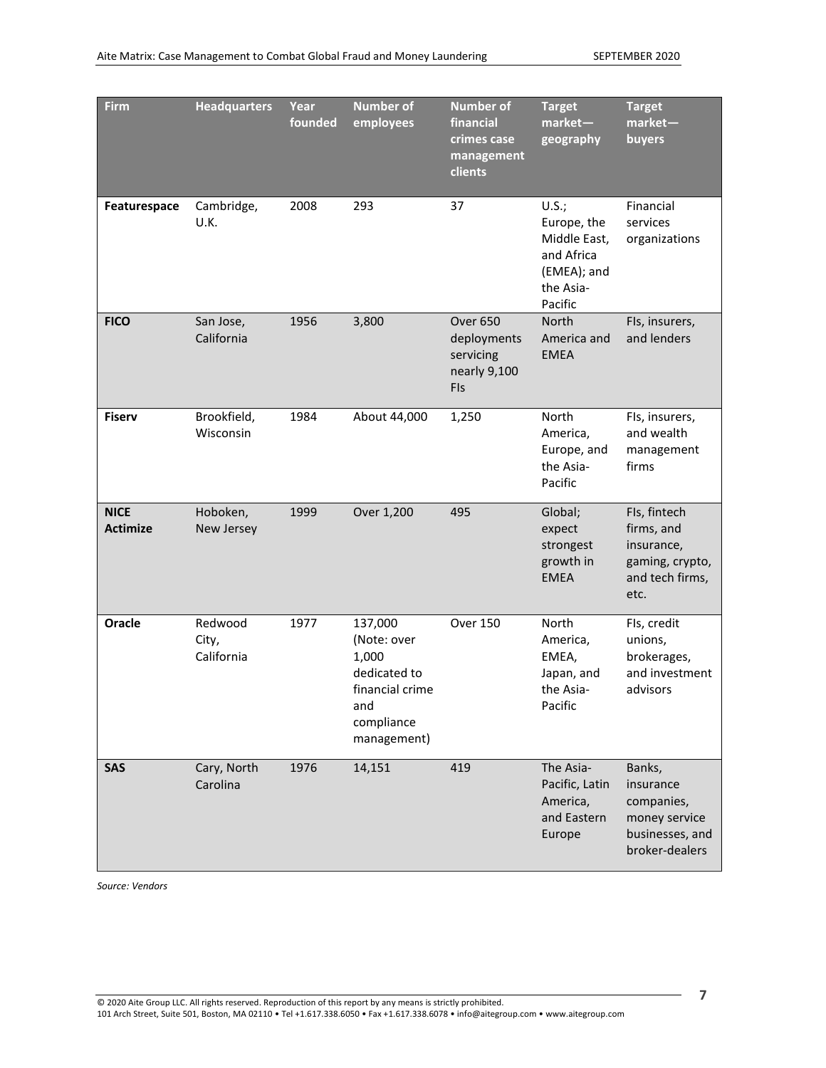| Firm | Headquarters | Year founded | Number of employees | Number of financial crimes case management clients | Target market—geography | Target market—buyers |
|---|---|---|---|---|---|---|
| **Featurespace** | Cambridge, U.K. | 2008 | 293 | 37 | U.S.; Europe, the Middle East, and Africa (EMEA); and the Asia-Pacific | Financial services organizations |
| **FICO** | San Jose, California | 1956 | 3,800 | Over 650 deployments servicing nearly 9,100 FIs | North America and EMEA | FIs, insurers, and lenders |
| **Fiserv** | Brookfield, Wisconsin | 1984 | About 44,000 | 1,250 | North America, Europe, and the Asia-Pacific | FIs, insurers, and wealth management firms |
| **NICE Actimize** | Hoboken, New Jersey | 1999 | Over 1,200 | 495 | Global; expect strongest growth in EMEA | FIs, fintech firms, and insurance, gaming, crypto, and tech firms, etc. |
| **Oracle** | Redwood City, California | 1977 | 137,000 (Note: over 1,000 dedicated to financial crime and compliance management) | Over 150 | North America, EMEA, Japan, and the Asia-Pacific | FIs, credit unions, brokerages, and investment advisors |
| **SAS** | Cary, North Carolina | 1976 | 14,151 | 419 | The Asia-Pacific, Latin America, and Eastern Europe | Banks, insurance companies, money service businesses, and broker-dealers |

*Source: Vendors*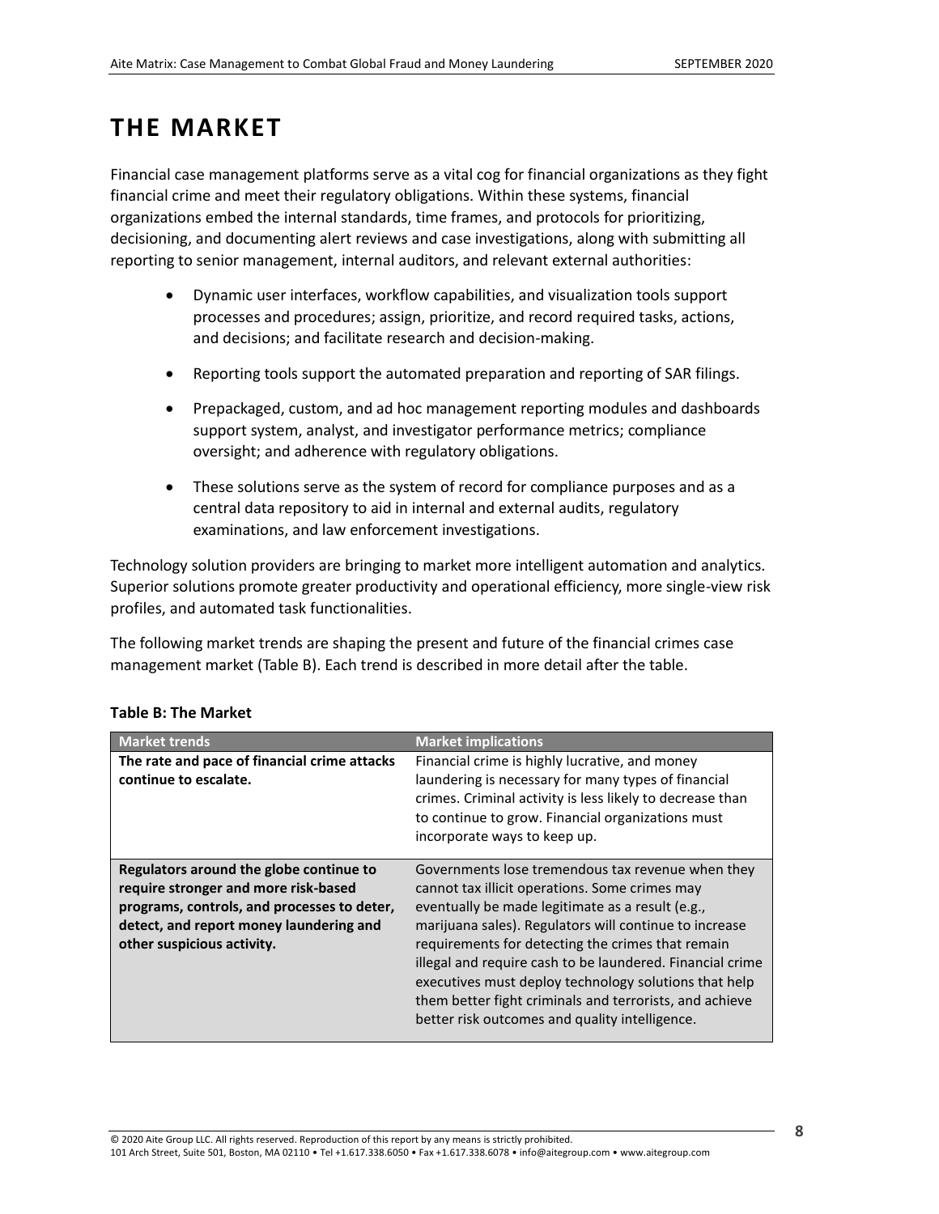# THE MARKET

Financial case management platforms serve as a vital cog for financial organizations as they fight financial crime and meet their regulatory obligations. Within these systems, financial organizations embed the internal standards, time frames, and protocols for prioritizing, decisioning, and documenting alert reviews and case investigations, along with submitting all reporting to senior management, internal auditors, and relevant external authorities:

- Dynamic user interfaces, workflow capabilities, and visualization tools support processes and procedures; assign, prioritize, and record required tasks, actions, and decisions; and facilitate research and decision-making.
- Reporting tools support the automated preparation and reporting of SAR filings.
- Prepackaged, custom, and ad hoc management reporting modules and dashboards support system, analyst, and investigator performance metrics; compliance oversight; and adherence with regulatory obligations.
- These solutions serve as the system of record for compliance purposes and as a central data repository to aid in internal and external audits, regulatory examinations, and law enforcement investigations.

Technology solution providers are bringing to market more intelligent automation and analytics. Superior solutions promote greater productivity and operational efficiency, more single-view risk profiles, and automated task functionalities.

The following market trends are shaping the present and future of the financial crimes case management market (Table B). Each trend is described in more detail after the table.

**Table B: The Market**

| Market trends | Market implications |
|---|---|
| **The rate and pace of financial crime attacks continue to escalate.** | Financial crime is highly lucrative, and money laundering is necessary for many types of financial crimes. Criminal activity is less likely to decrease than to continue to grow. Financial organizations must incorporate ways to keep up. |
| **Regulators around the globe continue to require stronger and more risk-based programs, controls, and processes to deter, detect, and report money laundering and other suspicious activity.** | Governments lose tremendous tax revenue when they cannot tax illicit operations. Some crimes may eventually be made legitimate as a result (e.g., marijuana sales). Regulators will continue to increase requirements for detecting the crimes that remain illegal and require cash to be laundered. Financial crime executives must deploy technology solutions that help them better fight criminals and terrorists, and achieve better risk outcomes and quality intelligence. |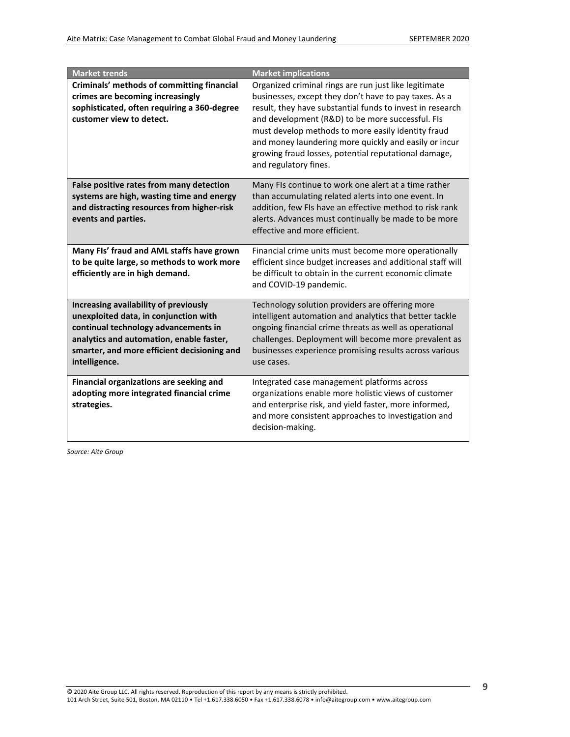| Market trends | Market implications |
|---|---|
| **Criminals' methods of committing financial crimes are becoming increasingly sophisticated, often requiring a 360-degree customer view to detect.** | Organized criminal rings are run just like legitimate businesses, except they don't have to pay taxes. As a result, they have substantial funds to invest in research and development (R&D) to be more successful. FIs must develop methods to more easily identity fraud and money laundering more quickly and easily or incur growing fraud losses, potential reputational damage, and regulatory fines. |
| **False positive rates from many detection systems are high, wasting time and energy and distracting resources from higher-risk events and parties.** | Many FIs continue to work one alert at a time rather than accumulating related alerts into one event. In addition, few FIs have an effective method to risk rank alerts. Advances must continually be made to be more effective and more efficient. |
| **Many FIs' fraud and AML staffs have grown to be quite large, so methods to work more efficiently are in high demand.** | Financial crime units must become more operationally efficient since budget increases and additional staff will be difficult to obtain in the current economic climate and COVID-19 pandemic. |
| **Increasing availability of previously unexploited data, in conjunction with continual technology advancements in analytics and automation, enable faster, smarter, and more efficient decisioning and intelligence.** | Technology solution providers are offering more intelligent automation and analytics that better tackle ongoing financial crime threats as well as operational challenges. Deployment will become more prevalent as businesses experience promising results across various use cases. |
| **Financial organizations are seeking and adopting more integrated financial crime strategies.** | Integrated case management platforms across organizations enable more holistic views of customer and enterprise risk, and yield faster, more informed, and more consistent approaches to investigation and decision-making. |

*Source: Aite Group*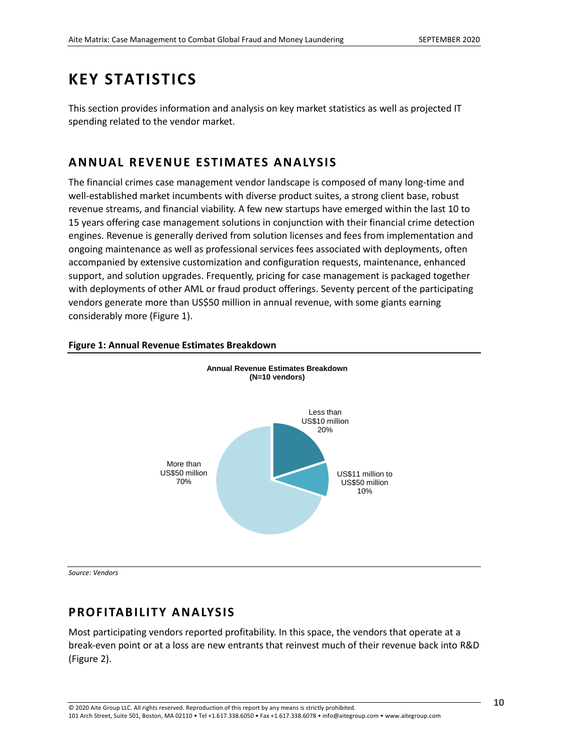# KEY STATISTICS

This section provides information and analysis on key market statistics as well as projected IT spending related to the vendor market.

## ANNUAL REVENUE ESTIMATES ANALYSIS

The financial crimes case management vendor landscape is composed of many long-time and well-established market incumbents with diverse product suites, a strong client base, robust revenue streams, and financial viability. A few new startups have emerged within the last 10 to 15 years offering case management solutions in conjunction with their financial crime detection engines. Revenue is generally derived from solution licenses and fees from implementation and ongoing maintenance as well as professional services fees associated with deployments, often accompanied by extensive customization and configuration requests, maintenance, enhanced support, and solution upgrades. Frequently, pricing for case management is packaged together with deployments of other AML or fraud product offerings. Seventy percent of the participating vendors generate more than US$50 million in annual revenue, with some giants earning considerably more (Figure 1).

**Figure 1: Annual Revenue Estimates Breakdown**

**Annual Revenue Estimates Breakdown (N=10 vendors)**

| Annual revenue | Share |
|---|---|
| Less than US$10 million | 20% |
| US$11 million to US$50 million | 10% |
| More than US$50 million | 70% |

*Source: Vendors*

## PROFITABILITY ANALYSIS

Most participating vendors reported profitability. In this space, the vendors that operate at a break-even point or at a loss are new entrants that reinvest much of their revenue back into R&D (Figure 2).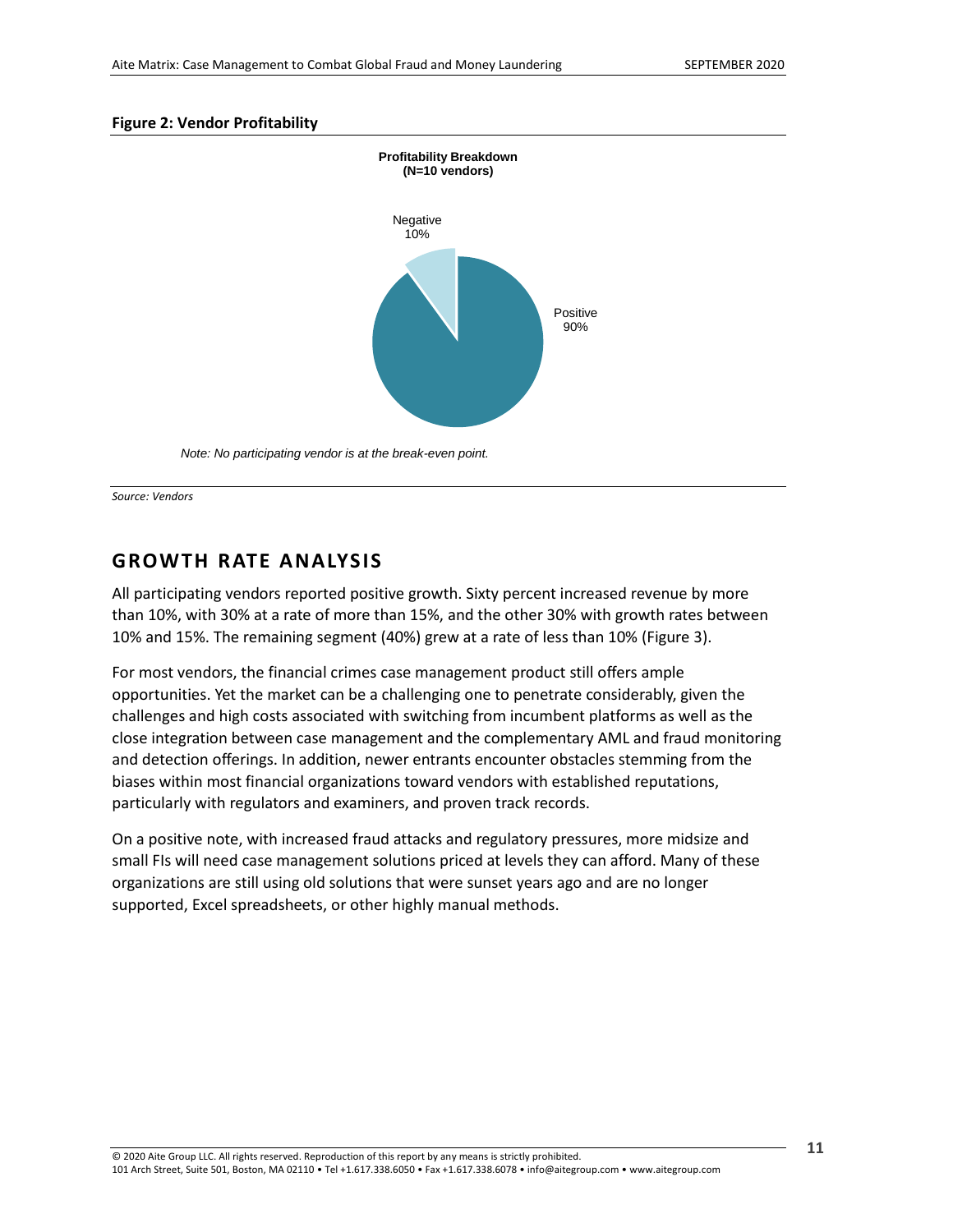**Figure 2: Vendor Profitability**

**Profitability Breakdown (N=10 vendors)**

Negative 10%

Positive 90%

*Note: No participating vendor is at the break-even point.*

*Source: Vendors*

## GROWTH RATE ANALYSIS

All participating vendors reported positive growth. Sixty percent increased revenue by more than 10%, with 30% at a rate of more than 15%, and the other 30% with growth rates between 10% and 15%. The remaining segment (40%) grew at a rate of less than 10% (Figure 3).

For most vendors, the financial crimes case management product still offers ample opportunities. Yet the market can be a challenging one to penetrate considerably, given the challenges and high costs associated with switching from incumbent platforms as well as the close integration between case management and the complementary AML and fraud monitoring and detection offerings. In addition, newer entrants encounter obstacles stemming from the biases within most financial organizations toward vendors with established reputations, particularly with regulators and examiners, and proven track records.

On a positive note, with increased fraud attacks and regulatory pressures, more midsize and small FIs will need case management solutions priced at levels they can afford. Many of these organizations are still using old solutions that were sunset years ago and are no longer supported, Excel spreadsheets, or other highly manual methods.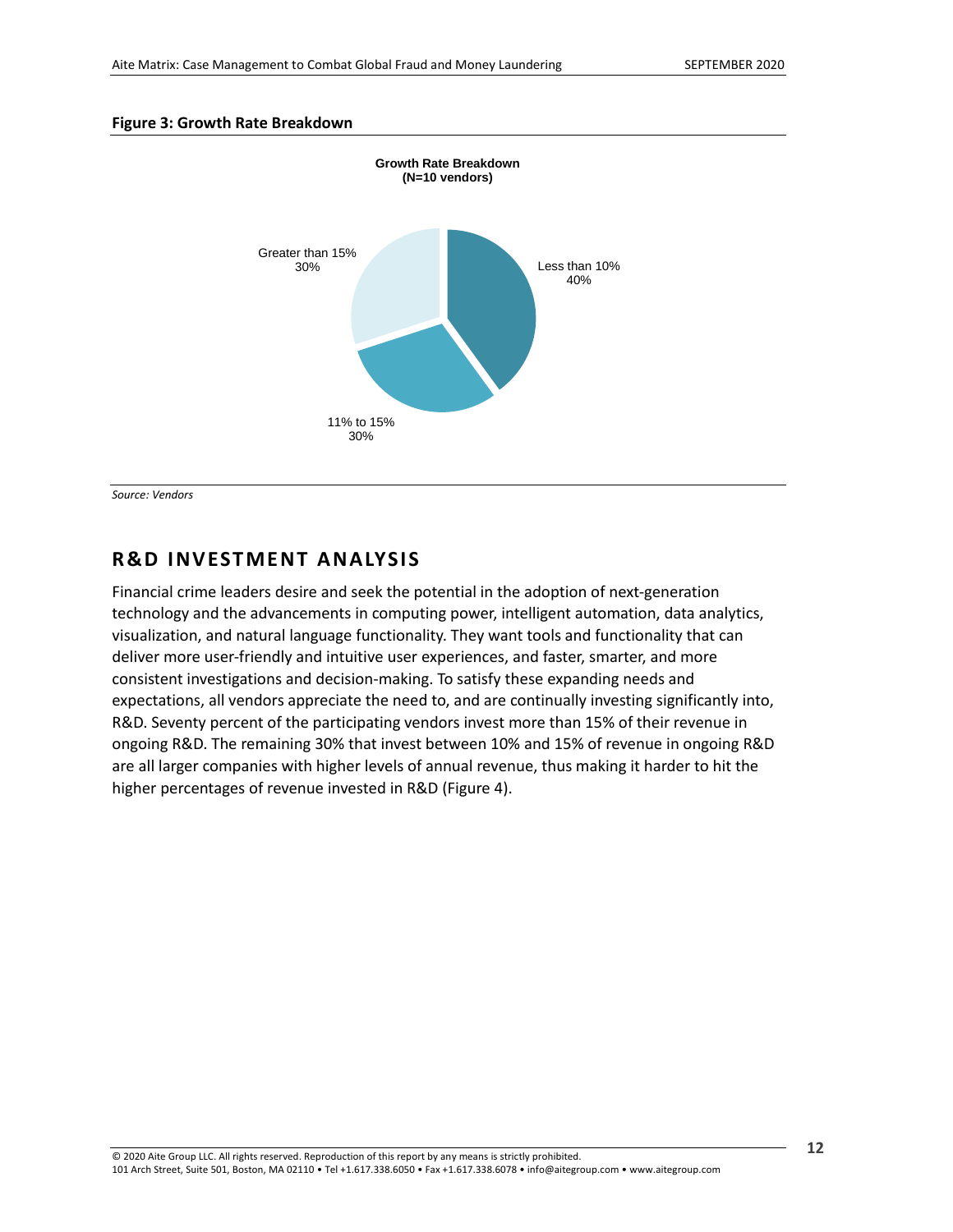**Figure 3: Growth Rate Breakdown**

Growth Rate Breakdown
(N=10 vendors)

| Growth Rate | Share |
|---|---|
| Less than 10% | 40% |
| 11% to 15% | 30% |
| Greater than 15% | 30% |

*Source: Vendors*

## R&D INVESTMENT ANALYSIS

Financial crime leaders desire and seek the potential in the adoption of next-generation technology and the advancements in computing power, intelligent automation, data analytics, visualization, and natural language functionality. They want tools and functionality that can deliver more user-friendly and intuitive user experiences, and faster, smarter, and more consistent investigations and decision-making. To satisfy these expanding needs and expectations, all vendors appreciate the need to, and are continually investing significantly into, R&D. Seventy percent of the participating vendors invest more than 15% of their revenue in ongoing R&D. The remaining 30% that invest between 10% and 15% of revenue in ongoing R&D are all larger companies with higher levels of annual revenue, thus making it harder to hit the higher percentages of revenue invested in R&D (Figure 4).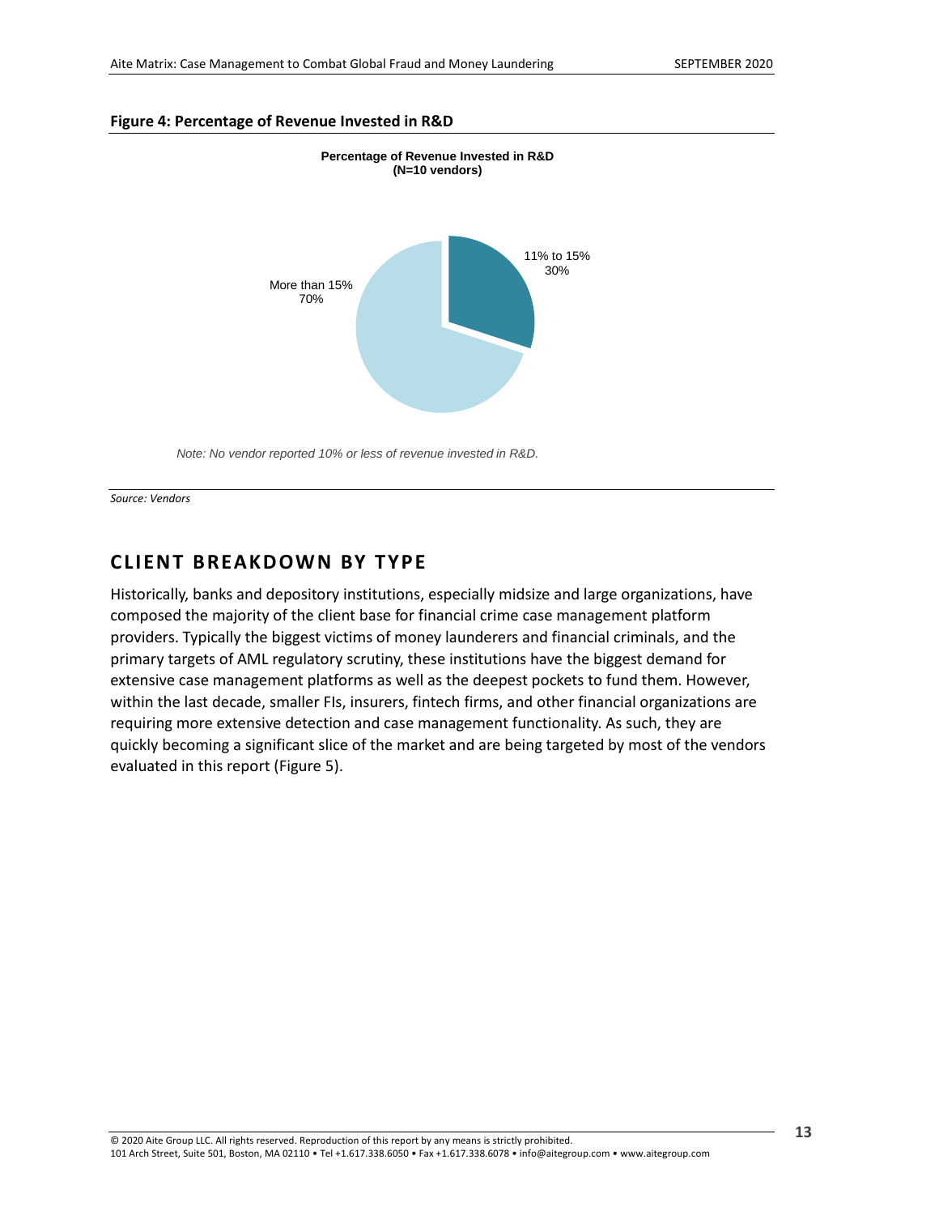**Figure 4: Percentage of Revenue Invested in R&D**

Percentage of Revenue Invested in R&D
(N=10 vendors)

More than 15%
70%

11% to 15%
30%

*Note: No vendor reported 10% or less of revenue invested in R&D.*

*Source: Vendors*

## CLIENT BREAKDOWN BY TYPE

Historically, banks and depository institutions, especially midsize and large organizations, have composed the majority of the client base for financial crime case management platform providers. Typically the biggest victims of money launderers and financial criminals, and the primary targets of AML regulatory scrutiny, these institutions have the biggest demand for extensive case management platforms as well as the deepest pockets to fund them. However, within the last decade, smaller FIs, insurers, fintech firms, and other financial organizations are requiring more extensive detection and case management functionality. As such, they are quickly becoming a significant slice of the market and are being targeted by most of the vendors evaluated in this report (Figure 5).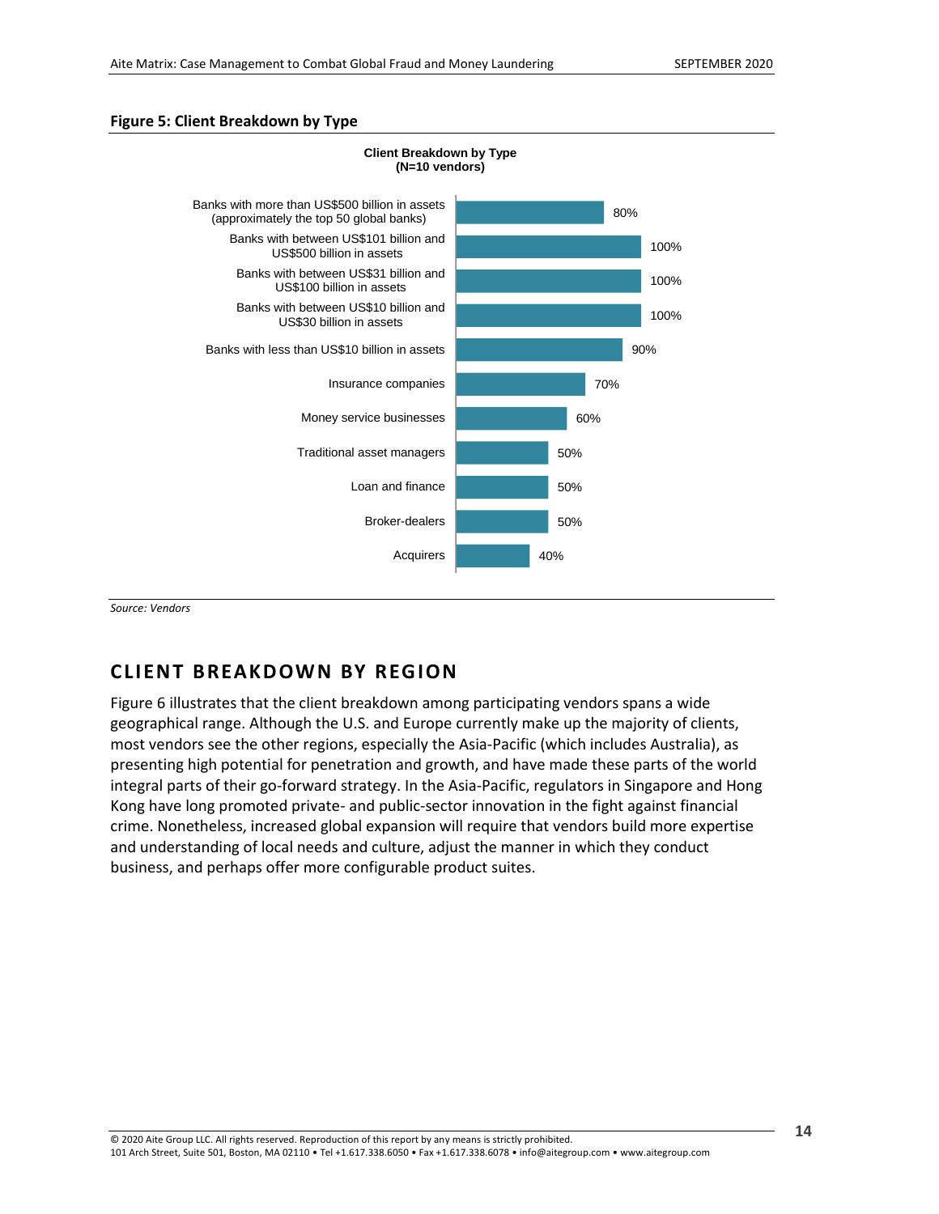**Figure 5: Client Breakdown by Type**

**Client Breakdown by Type (N=10 vendors)**

| Client type | Percentage |
|---|---|
| Banks with more than US$500 billion in assets (approximately the top 50 global banks) | 80% |
| Banks with between US$101 billion and US$500 billion in assets | 100% |
| Banks with between US$31 billion and US$100 billion in assets | 100% |
| Banks with between US$10 billion and US$30 billion in assets | 100% |
| Banks with less than US$10 billion in assets | 90% |
| Insurance companies | 70% |
| Money service businesses | 60% |
| Traditional asset managers | 50% |
| Loan and finance | 50% |
| Broker-dealers | 50% |
| Acquirers | 40% |

*Source: Vendors*

## CLIENT BREAKDOWN BY REGION

Figure 6 illustrates that the client breakdown among participating vendors spans a wide geographical range. Although the U.S. and Europe currently make up the majority of clients, most vendors see the other regions, especially the Asia-Pacific (which includes Australia), as presenting high potential for penetration and growth, and have made these parts of the world integral parts of their go-forward strategy. In the Asia-Pacific, regulators in Singapore and Hong Kong have long promoted private- and public-sector innovation in the fight against financial crime. Nonetheless, increased global expansion will require that vendors build more expertise and understanding of local needs and culture, adjust the manner in which they conduct business, and perhaps offer more configurable product suites.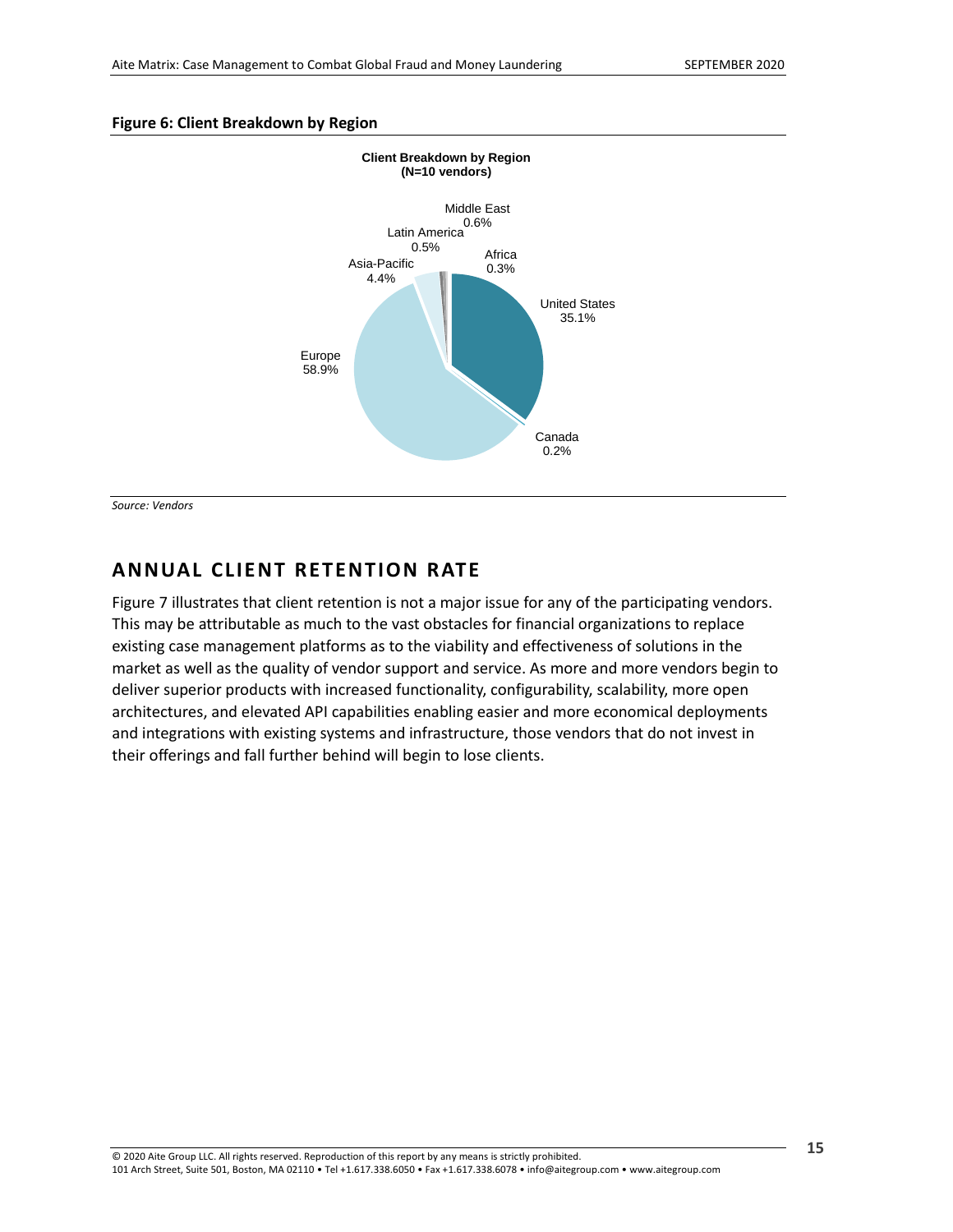**Figure 6: Client Breakdown by Region**

Client Breakdown by Region
(N=10 vendors)

| Region | Share |
|---|---|
| United States | 35.1% |
| Canada | 0.2% |
| Europe | 58.9% |
| Asia-Pacific | 4.4% |
| Latin America | 0.5% |
| Middle East | 0.6% |
| Africa | 0.3% |

*Source: Vendors*

## ANNUAL CLIENT RETENTION RATE

Figure 7 illustrates that client retention is not a major issue for any of the participating vendors. This may be attributable as much to the vast obstacles for financial organizations to replace existing case management platforms as to the viability and effectiveness of solutions in the market as well as the quality of vendor support and service. As more and more vendors begin to deliver superior products with increased functionality, configurability, scalability, more open architectures, and elevated API capabilities enabling easier and more economical deployments and integrations with existing systems and infrastructure, those vendors that do not invest in their offerings and fall further behind will begin to lose clients.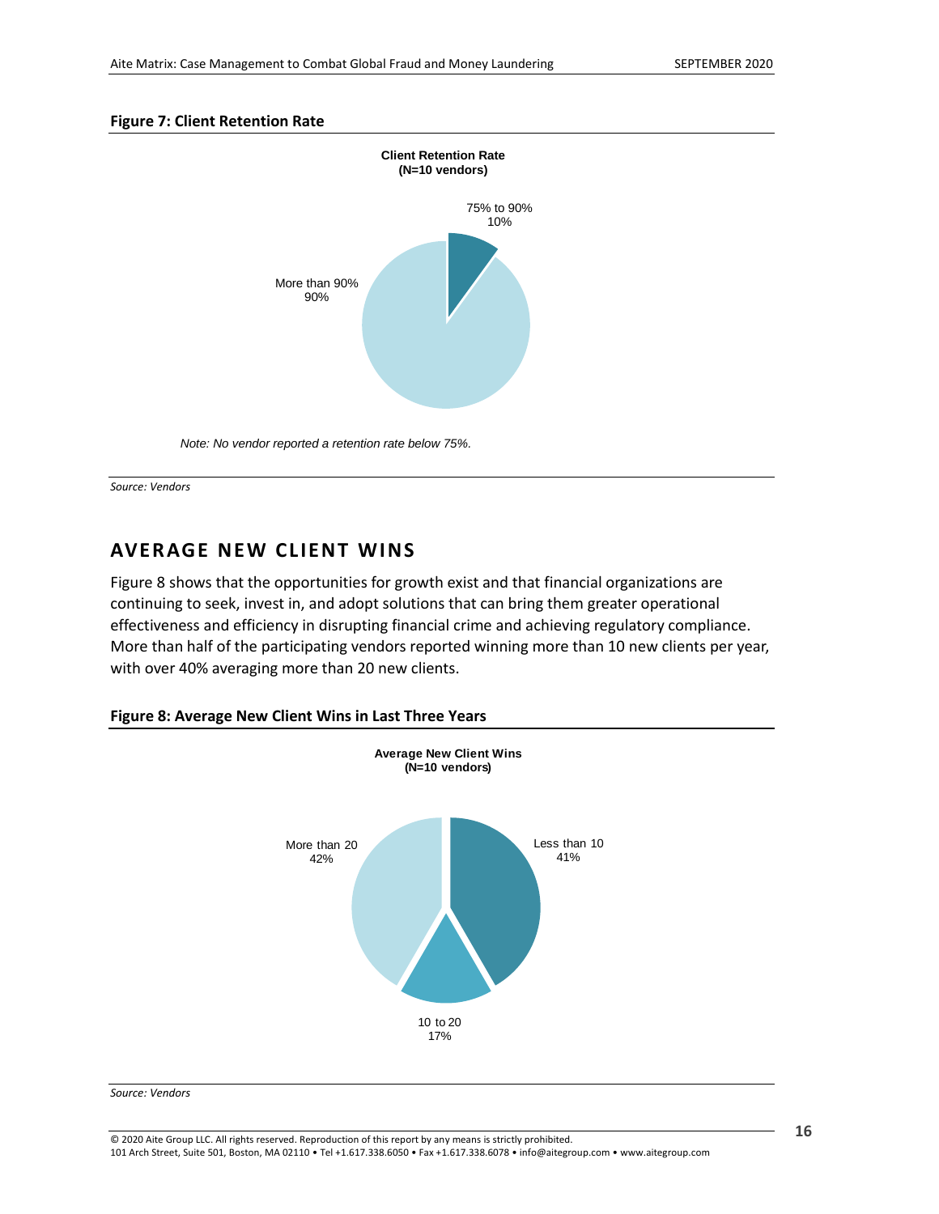**Figure 7: Client Retention Rate**

Client Retention Rate
(N=10 vendors)

75% to 90%
10%

More than 90%
90%

*Note: No vendor reported a retention rate below 75%.*

*Source: Vendors*

## AVERAGE NEW CLIENT WINS

Figure 8 shows that the opportunities for growth exist and that financial organizations are continuing to seek, invest in, and adopt solutions that can bring them greater operational effectiveness and efficiency in disrupting financial crime and achieving regulatory compliance. More than half of the participating vendors reported winning more than 10 new clients per year, with over 40% averaging more than 20 new clients.

**Figure 8: Average New Client Wins in Last Three Years**

Average New Client Wins
(N=10 vendors)

More than 20
42%

Less than 10
41%

10 to 20
17%

*Source: Vendors*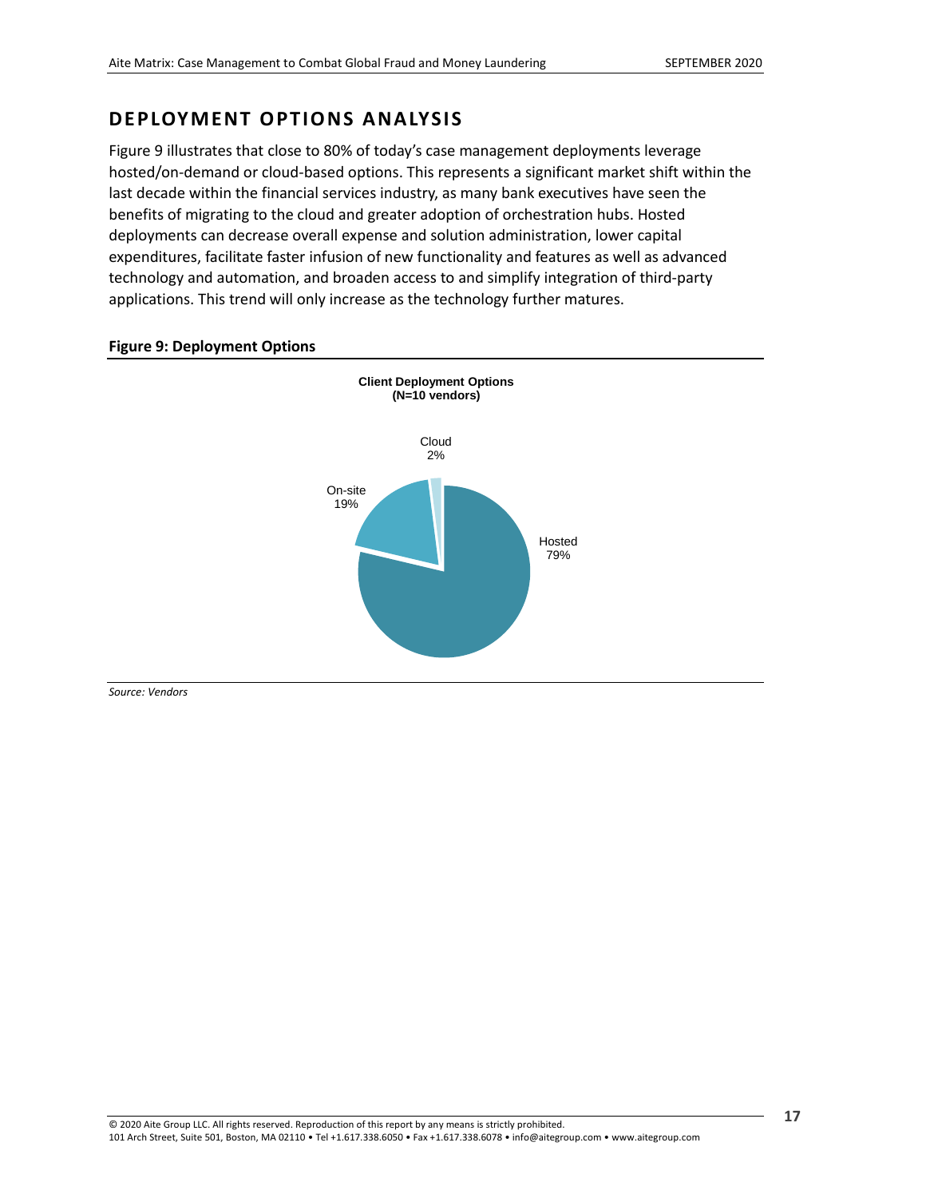## DEPLOYMENT OPTIONS ANALYSIS

Figure 9 illustrates that close to 80% of today's case management deployments leverage hosted/on-demand or cloud-based options. This represents a significant market shift within the last decade within the financial services industry, as many bank executives have seen the benefits of migrating to the cloud and greater adoption of orchestration hubs. Hosted deployments can decrease overall expense and solution administration, lower capital expenditures, facilitate faster infusion of new functionality and features as well as advanced technology and automation, and broaden access to and simplify integration of third-party applications. This trend will only increase as the technology further matures.

**Figure 9: Deployment Options**

**Client Deployment Options (N=10 vendors)**

| Deployment option | Share |
|---|---|
| Hosted | 79% |
| On-site | 19% |
| Cloud | 2% |

*Source: Vendors*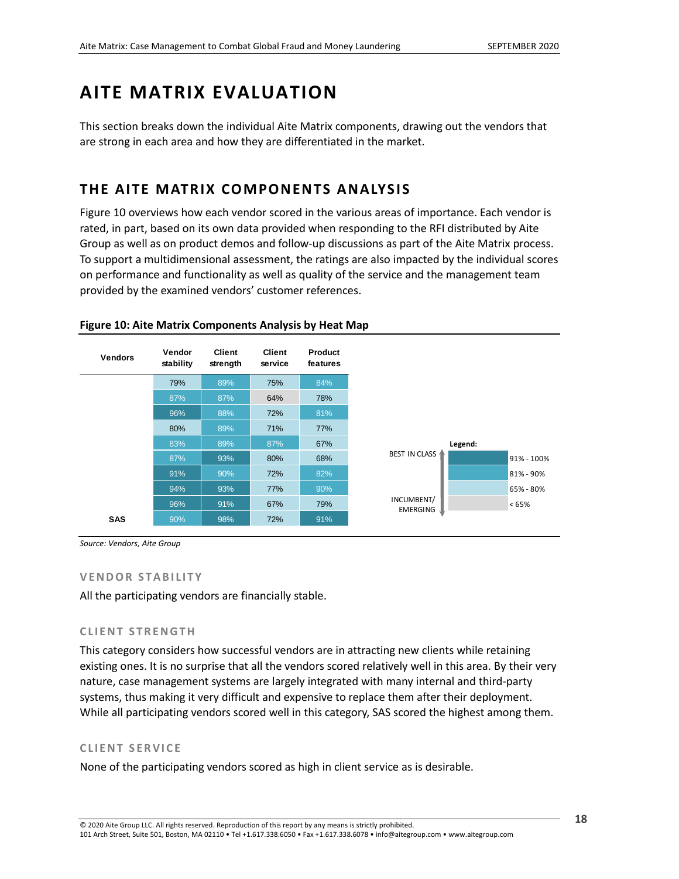# AITE MATRIX EVALUATION

This section breaks down the individual Aite Matrix components, drawing out the vendors that are strong in each area and how they are differentiated in the market.

## THE AITE MATRIX COMPONENTS ANALYSIS

Figure 10 overviews how each vendor scored in the various areas of importance. Each vendor is rated, in part, based on its own data provided when responding to the RFI distributed by Aite Group as well as on product demos and follow-up discussions as part of the Aite Matrix process. To support a multidimensional assessment, the ratings are also impacted by the individual scores on performance and functionality as well as quality of the service and the management team provided by the examined vendors' customer references.

**Figure 10: Aite Matrix Components Analysis by Heat Map**

| Vendors | Vendor stability | Client strength | Client service | Product features |
|---|---|---|---|---|
| | 79% | 89% | 75% | 84% |
| | 87% | 87% | 64% | 78% |
| | 96% | 88% | 72% | 81% |
| | 80% | 89% | 71% | 77% |
| | 83% | 89% | 87% | 67% |
| | 87% | 93% | 80% | 68% |
| | 91% | 90% | 72% | 82% |
| | 94% | 93% | 77% | 90% |
| | 96% | 91% | 67% | 79% |
| **SAS** | 90% | 98% | 72% | 91% |

Legend: BEST IN CLASS — 91% - 100%; 81% - 90%; 65% - 80%; < 65% — INCUMBENT/ EMERGING

*Source: Vendors, Aite Group*

### VENDOR STABILITY

All the participating vendors are financially stable.

### CLIENT STRENGTH

This category considers how successful vendors are in attracting new clients while retaining existing ones. It is no surprise that all the vendors scored relatively well in this area. By their very nature, case management systems are largely integrated with many internal and third-party systems, thus making it very difficult and expensive to replace them after their deployment. While all participating vendors scored well in this category, SAS scored the highest among them.

### CLIENT SERVICE

None of the participating vendors scored as high in client service as is desirable.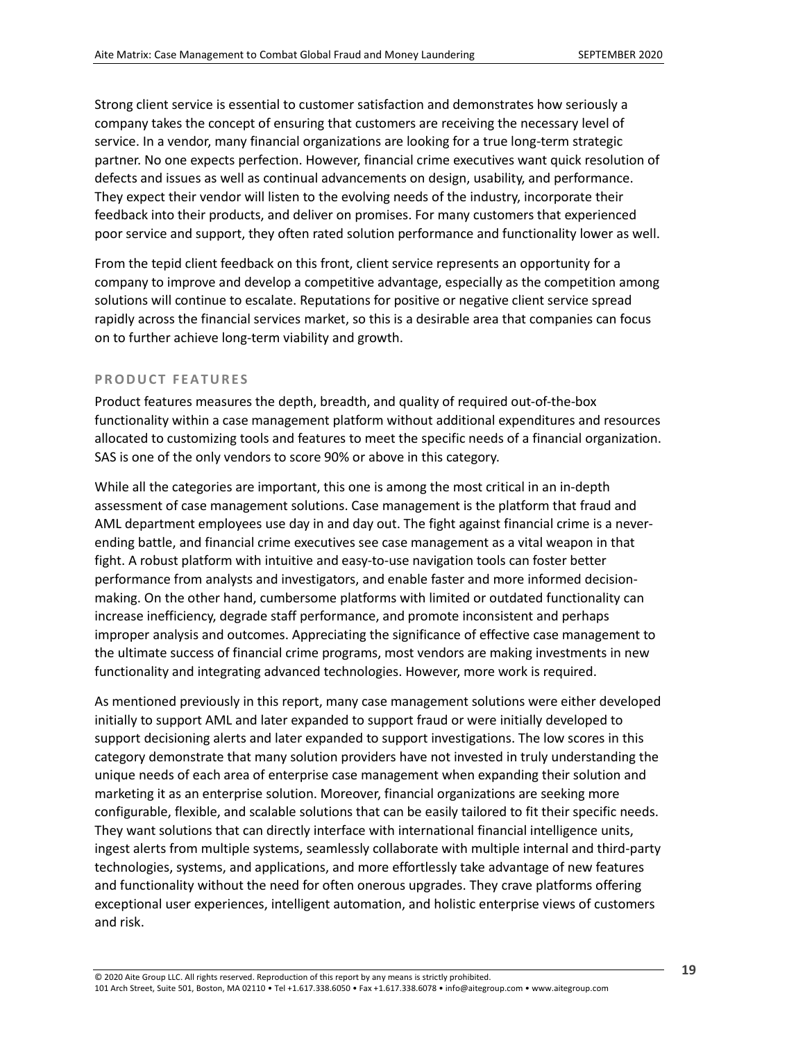Strong client service is essential to customer satisfaction and demonstrates how seriously a company takes the concept of ensuring that customers are receiving the necessary level of service. In a vendor, many financial organizations are looking for a true long-term strategic partner. No one expects perfection. However, financial crime executives want quick resolution of defects and issues as well as continual advancements on design, usability, and performance. They expect their vendor will listen to the evolving needs of the industry, incorporate their feedback into their products, and deliver on promises. For many customers that experienced poor service and support, they often rated solution performance and functionality lower as well.

From the tepid client feedback on this front, client service represents an opportunity for a company to improve and develop a competitive advantage, especially as the competition among solutions will continue to escalate. Reputations for positive or negative client service spread rapidly across the financial services market, so this is a desirable area that companies can focus on to further achieve long-term viability and growth.

### PRODUCT FEATURES

Product features measures the depth, breadth, and quality of required out-of-the-box functionality within a case management platform without additional expenditures and resources allocated to customizing tools and features to meet the specific needs of a financial organization. SAS is one of the only vendors to score 90% or above in this category.

While all the categories are important, this one is among the most critical in an in-depth assessment of case management solutions. Case management is the platform that fraud and AML department employees use day in and day out. The fight against financial crime is a never-ending battle, and financial crime executives see case management as a vital weapon in that fight. A robust platform with intuitive and easy-to-use navigation tools can foster better performance from analysts and investigators, and enable faster and more informed decision-making. On the other hand, cumbersome platforms with limited or outdated functionality can increase inefficiency, degrade staff performance, and promote inconsistent and perhaps improper analysis and outcomes. Appreciating the significance of effective case management to the ultimate success of financial crime programs, most vendors are making investments in new functionality and integrating advanced technologies. However, more work is required.

As mentioned previously in this report, many case management solutions were either developed initially to support AML and later expanded to support fraud or were initially developed to support decisioning alerts and later expanded to support investigations. The low scores in this category demonstrate that many solution providers have not invested in truly understanding the unique needs of each area of enterprise case management when expanding their solution and marketing it as an enterprise solution. Moreover, financial organizations are seeking more configurable, flexible, and scalable solutions that can be easily tailored to fit their specific needs. They want solutions that can directly interface with international financial intelligence units, ingest alerts from multiple systems, seamlessly collaborate with multiple internal and third-party technologies, systems, and applications, and more effortlessly take advantage of new features and functionality without the need for often onerous upgrades. They crave platforms offering exceptional user experiences, intelligent automation, and holistic enterprise views of customers and risk.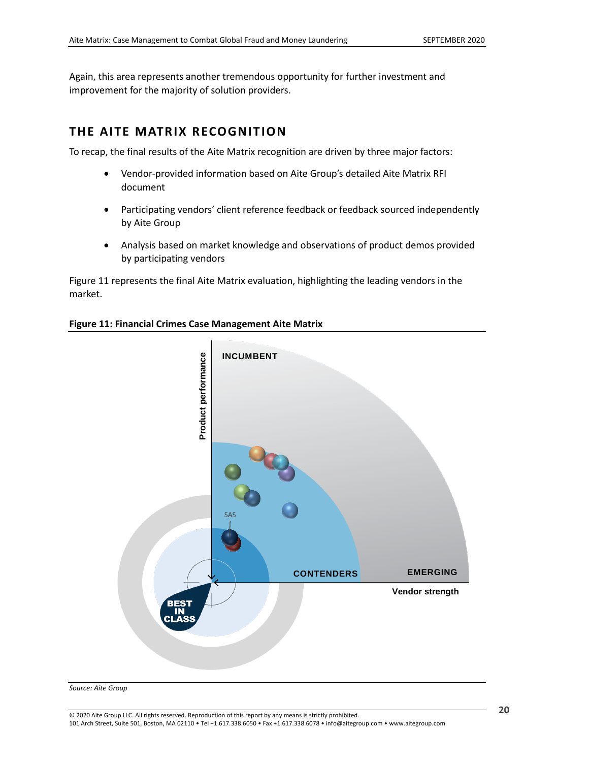Again, this area represents another tremendous opportunity for further investment and improvement for the majority of solution providers.

## THE AITE MATRIX RECOGNITION

To recap, the final results of the Aite Matrix recognition are driven by three major factors:

- Vendor-provided information based on Aite Group's detailed Aite Matrix RFI document
- Participating vendors' client reference feedback or feedback sourced independently by Aite Group
- Analysis based on market knowledge and observations of product demos provided by participating vendors

Figure 11 represents the final Aite Matrix evaluation, highlighting the leading vendors in the market.

**Figure 11: Financial Crimes Case Management Aite Matrix**

INCUMBENT

Product performance

SAS

CONTENDERS

EMERGING

Vendor strength

BEST IN CLASS

*Source: Aite Group*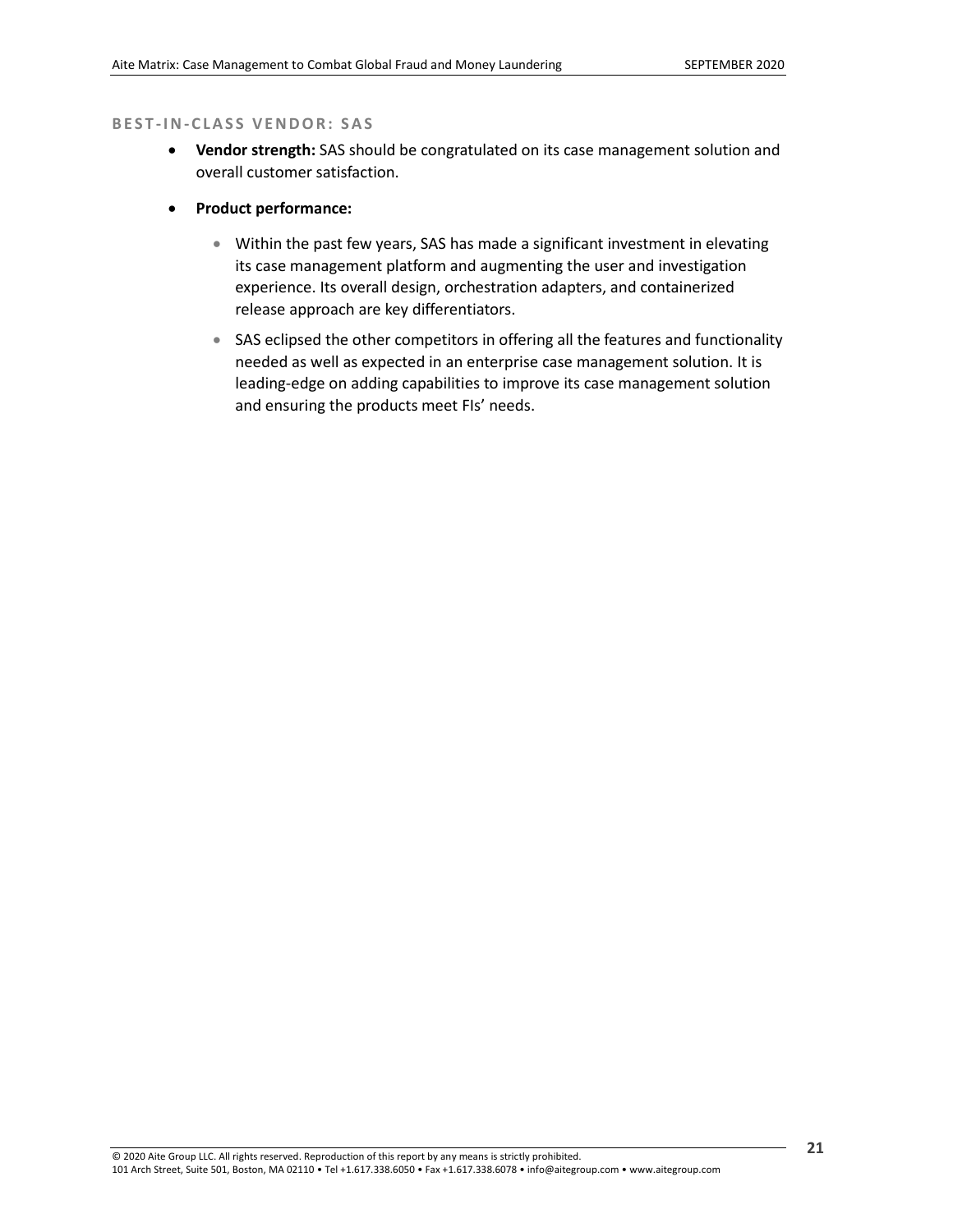#### BEST-IN-CLASS VENDOR: SAS

- **Vendor strength:** SAS should be congratulated on its case management solution and overall customer satisfaction.
- **Product performance:**
  - Within the past few years, SAS has made a significant investment in elevating its case management platform and augmenting the user and investigation experience. Its overall design, orchestration adapters, and containerized release approach are key differentiators.
  - SAS eclipsed the other competitors in offering all the features and functionality needed as well as expected in an enterprise case management solution. It is leading-edge on adding capabilities to improve its case management solution and ensuring the products meet FIs' needs.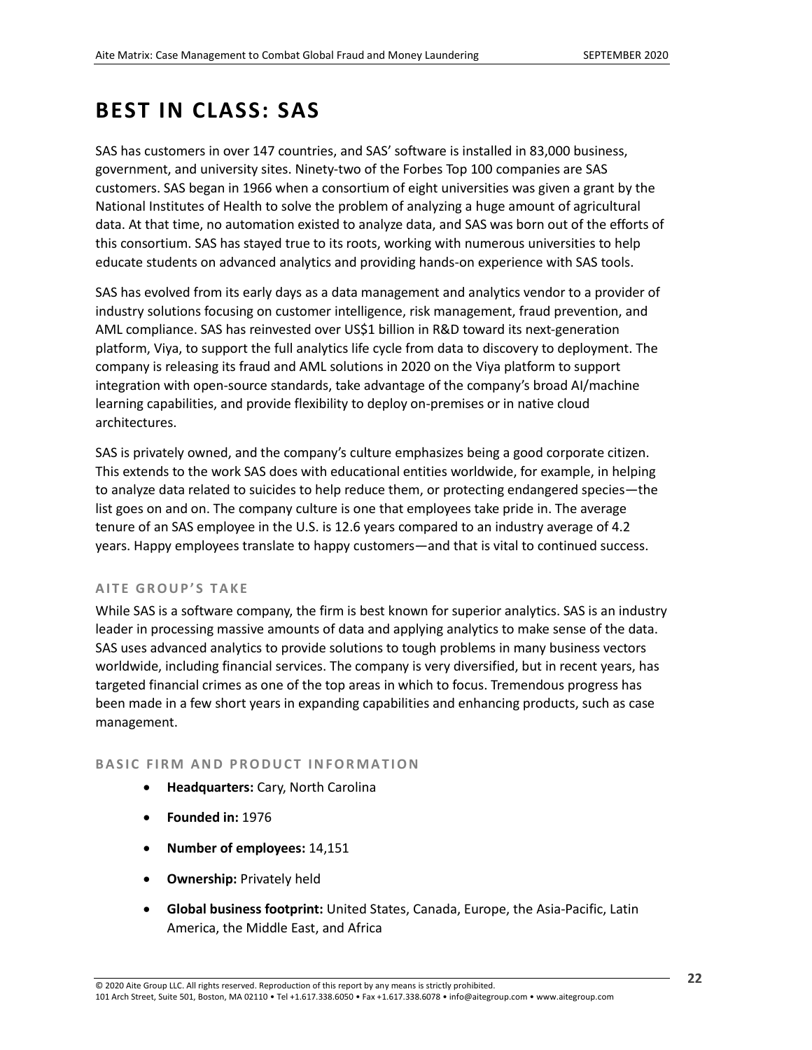# BEST IN CLASS: SAS

SAS has customers in over 147 countries, and SAS' software is installed in 83,000 business, government, and university sites. Ninety-two of the Forbes Top 100 companies are SAS customers. SAS began in 1966 when a consortium of eight universities was given a grant by the National Institutes of Health to solve the problem of analyzing a huge amount of agricultural data. At that time, no automation existed to analyze data, and SAS was born out of the efforts of this consortium. SAS has stayed true to its roots, working with numerous universities to help educate students on advanced analytics and providing hands-on experience with SAS tools.

SAS has evolved from its early days as a data management and analytics vendor to a provider of industry solutions focusing on customer intelligence, risk management, fraud prevention, and AML compliance. SAS has reinvested over US$1 billion in R&D toward its next-generation platform, Viya, to support the full analytics life cycle from data to discovery to deployment. The company is releasing its fraud and AML solutions in 2020 on the Viya platform to support integration with open-source standards, take advantage of the company's broad AI/machine learning capabilities, and provide flexibility to deploy on-premises or in native cloud architectures.

SAS is privately owned, and the company's culture emphasizes being a good corporate citizen. This extends to the work SAS does with educational entities worldwide, for example, in helping to analyze data related to suicides to help reduce them, or protecting endangered species—the list goes on and on. The company culture is one that employees take pride in. The average tenure of an SAS employee in the U.S. is 12.6 years compared to an industry average of 4.2 years. Happy employees translate to happy customers—and that is vital to continued success.

### AITE GROUP'S TAKE

While SAS is a software company, the firm is best known for superior analytics. SAS is an industry leader in processing massive amounts of data and applying analytics to make sense of the data. SAS uses advanced analytics to provide solutions to tough problems in many business vectors worldwide, including financial services. The company is very diversified, but in recent years, has targeted financial crimes as one of the top areas in which to focus. Tremendous progress has been made in a few short years in expanding capabilities and enhancing products, such as case management.

### BASIC FIRM AND PRODUCT INFORMATION

- **Headquarters:** Cary, North Carolina
- **Founded in:** 1976
- **Number of employees:** 14,151
- **Ownership:** Privately held
- **Global business footprint:** United States, Canada, Europe, the Asia-Pacific, Latin America, the Middle East, and Africa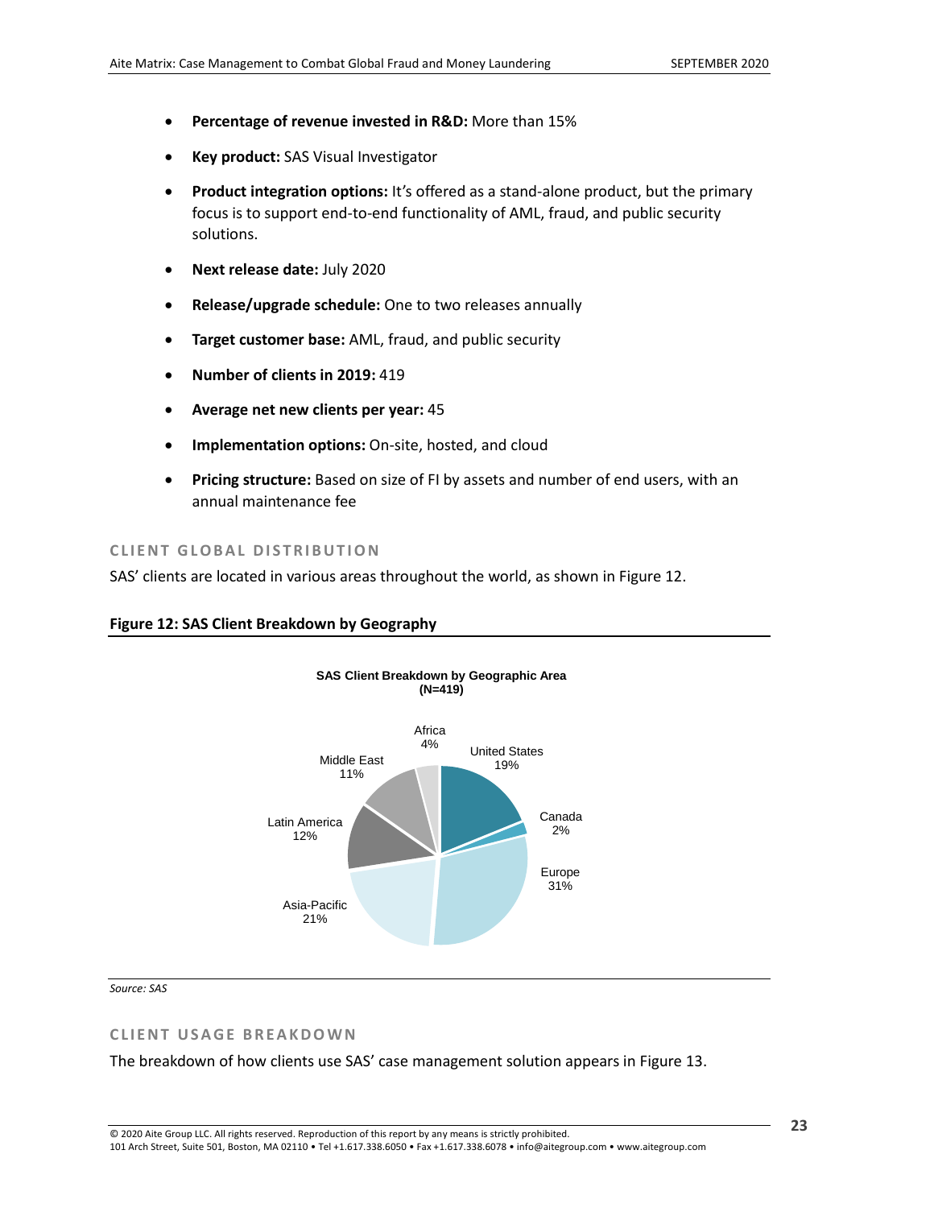- **Percentage of revenue invested in R&D:** More than 15%
- **Key product:** SAS Visual Investigator
- **Product integration options:** It's offered as a stand-alone product, but the primary focus is to support end-to-end functionality of AML, fraud, and public security solutions.
- **Next release date:** July 2020
- **Release/upgrade schedule:** One to two releases annually
- **Target customer base:** AML, fraud, and public security
- **Number of clients in 2019:** 419
- **Average net new clients per year:** 45
- **Implementation options:** On-site, hosted, and cloud
- **Pricing structure:** Based on size of FI by assets and number of end users, with an annual maintenance fee

### CLIENT GLOBAL DISTRIBUTION

SAS' clients are located in various areas throughout the world, as shown in Figure 12.

**Figure 12: SAS Client Breakdown by Geography**

SAS Client Breakdown by Geographic Area (N=419)

| Region | Share |
|---|---|
| United States | 19% |
| Canada | 2% |
| Europe | 31% |
| Asia-Pacific | 21% |
| Latin America | 12% |
| Middle East | 11% |
| Africa | 4% |

*Source: SAS*

### CLIENT USAGE BREAKDOWN

The breakdown of how clients use SAS' case management solution appears in Figure 13.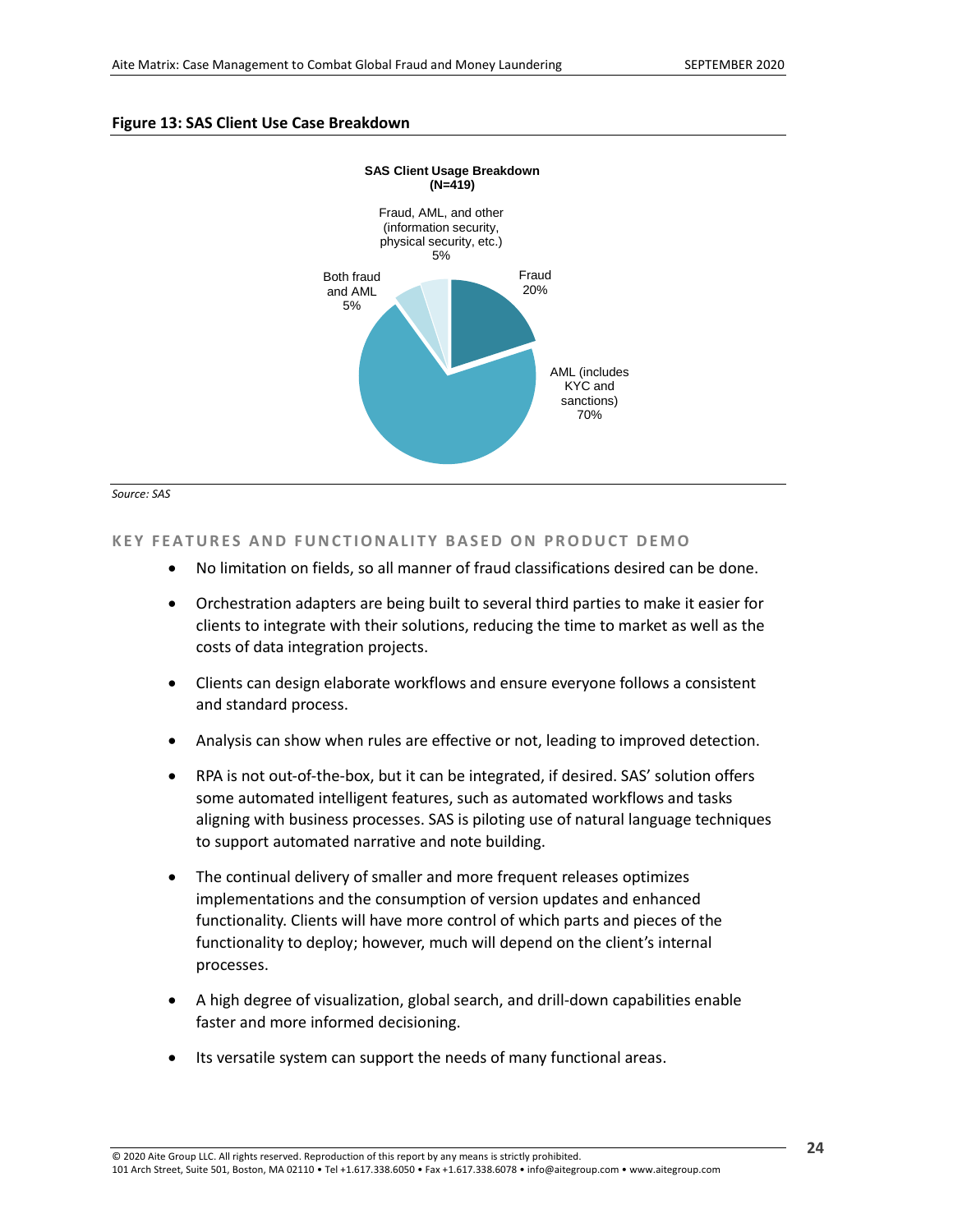**Figure 13: SAS Client Use Case Breakdown**

**SAS Client Usage Breakdown (N=419)**

- Fraud, AML, and other (information security, physical security, etc.) 5%
- Both fraud and AML 5%
- Fraud 20%
- AML (includes KYC and sanctions) 70%

*Source: SAS*

## KEY FEATURES AND FUNCTIONALITY BASED ON PRODUCT DEMO

- No limitation on fields, so all manner of fraud classifications desired can be done.
- Orchestration adapters are being built to several third parties to make it easier for clients to integrate with their solutions, reducing the time to market as well as the costs of data integration projects.
- Clients can design elaborate workflows and ensure everyone follows a consistent and standard process.
- Analysis can show when rules are effective or not, leading to improved detection.
- RPA is not out-of-the-box, but it can be integrated, if desired. SAS' solution offers some automated intelligent features, such as automated workflows and tasks aligning with business processes. SAS is piloting use of natural language techniques to support automated narrative and note building.
- The continual delivery of smaller and more frequent releases optimizes implementations and the consumption of version updates and enhanced functionality. Clients will have more control of which parts and pieces of the functionality to deploy; however, much will depend on the client's internal processes.
- A high degree of visualization, global search, and drill-down capabilities enable faster and more informed decisioning.
- Its versatile system can support the needs of many functional areas.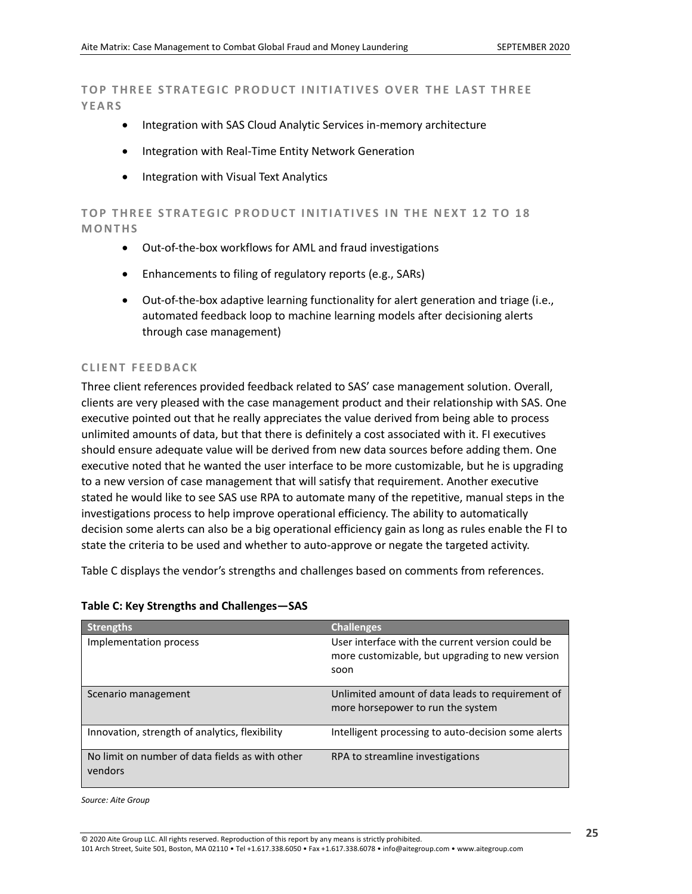### TOP THREE STRATEGIC PRODUCT INITIATIVES OVER THE LAST THREE YEARS

- Integration with SAS Cloud Analytic Services in-memory architecture
- Integration with Real-Time Entity Network Generation
- Integration with Visual Text Analytics

### TOP THREE STRATEGIC PRODUCT INITIATIVES IN THE NEXT 12 TO 18 MONTHS

- Out-of-the-box workflows for AML and fraud investigations
- Enhancements to filing of regulatory reports (e.g., SARs)
- Out-of-the-box adaptive learning functionality for alert generation and triage (i.e., automated feedback loop to machine learning models after decisioning alerts through case management)

### CLIENT FEEDBACK

Three client references provided feedback related to SAS' case management solution. Overall, clients are very pleased with the case management product and their relationship with SAS. One executive pointed out that he really appreciates the value derived from being able to process unlimited amounts of data, but that there is definitely a cost associated with it. FI executives should ensure adequate value will be derived from new data sources before adding them. One executive noted that he wanted the user interface to be more customizable, but he is upgrading to a new version of case management that will satisfy that requirement. Another executive stated he would like to see SAS use RPA to automate many of the repetitive, manual steps in the investigations process to help improve operational efficiency. The ability to automatically decision some alerts can also be a big operational efficiency gain as long as rules enable the FI to state the criteria to be used and whether to auto-approve or negate the targeted activity.

Table C displays the vendor's strengths and challenges based on comments from references.

**Table C: Key Strengths and Challenges—SAS**

| Strengths | Challenges |
| --- | --- |
| Implementation process | User interface with the current version could be more customizable, but upgrading to new version soon |
| Scenario management | Unlimited amount of data leads to requirement of more horsepower to run the system |
| Innovation, strength of analytics, flexibility | Intelligent processing to auto-decision some alerts |
| No limit on number of data fields as with other vendors | RPA to streamline investigations |

*Source: Aite Group*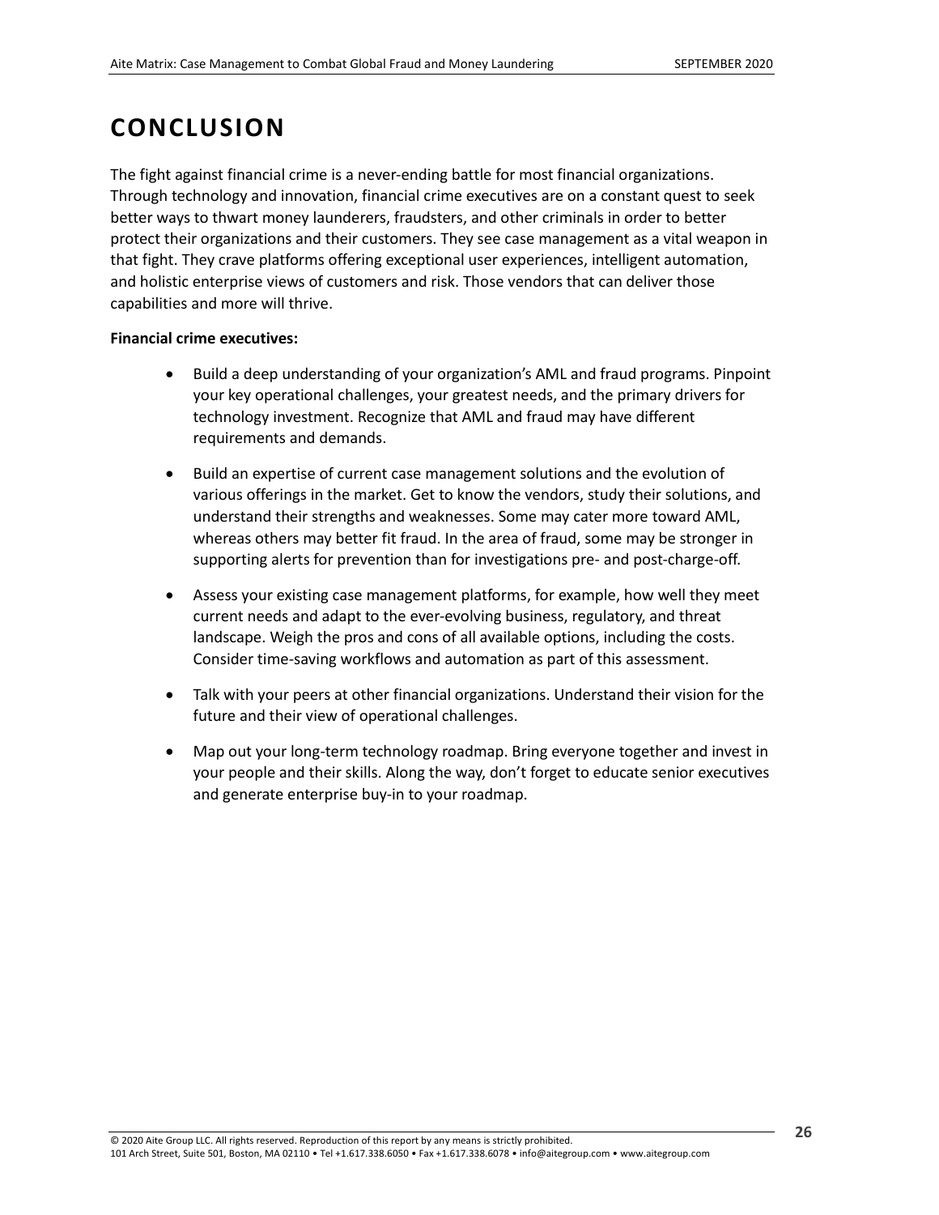# CONCLUSION

The fight against financial crime is a never-ending battle for most financial organizations. Through technology and innovation, financial crime executives are on a constant quest to seek better ways to thwart money launderers, fraudsters, and other criminals in order to better protect their organizations and their customers. They see case management as a vital weapon in that fight. They crave platforms offering exceptional user experiences, intelligent automation, and holistic enterprise views of customers and risk. Those vendors that can deliver those capabilities and more will thrive.

**Financial crime executives:**

- Build a deep understanding of your organization's AML and fraud programs. Pinpoint your key operational challenges, your greatest needs, and the primary drivers for technology investment. Recognize that AML and fraud may have different requirements and demands.
- Build an expertise of current case management solutions and the evolution of various offerings in the market. Get to know the vendors, study their solutions, and understand their strengths and weaknesses. Some may cater more toward AML, whereas others may better fit fraud. In the area of fraud, some may be stronger in supporting alerts for prevention than for investigations pre- and post-charge-off.
- Assess your existing case management platforms, for example, how well they meet current needs and adapt to the ever-evolving business, regulatory, and threat landscape. Weigh the pros and cons of all available options, including the costs. Consider time-saving workflows and automation as part of this assessment.
- Talk with your peers at other financial organizations. Understand their vision for the future and their view of operational challenges.
- Map out your long-term technology roadmap. Bring everyone together and invest in your people and their skills. Along the way, don't forget to educate senior executives and generate enterprise buy-in to your roadmap.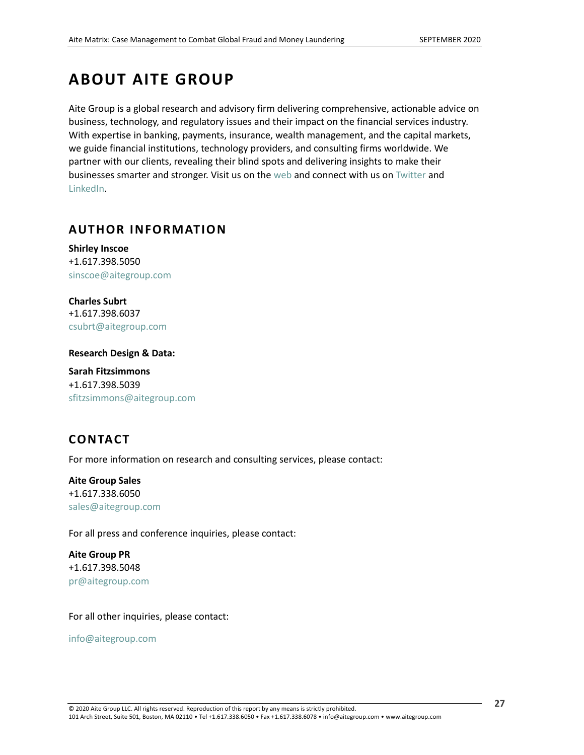# ABOUT AITE GROUP

Aite Group is a global research and advisory firm delivering comprehensive, actionable advice on business, technology, and regulatory issues and their impact on the financial services industry. With expertise in banking, payments, insurance, wealth management, and the capital markets, we guide financial institutions, technology providers, and consulting firms worldwide. We partner with our clients, revealing their blind spots and delivering insights to make their businesses smarter and stronger. Visit us on the web and connect with us on Twitter and LinkedIn.

## AUTHOR INFORMATION

**Shirley Inscoe**
+1.617.398.5050
sinscoe@aitegroup.com

**Charles Subrt**
+1.617.398.6037
csubrt@aitegroup.com

**Research Design & Data:**

**Sarah Fitzsimmons**
+1.617.398.5039
sfitzsimmons@aitegroup.com

## CONTACT

For more information on research and consulting services, please contact:

**Aite Group Sales**
+1.617.338.6050
sales@aitegroup.com

For all press and conference inquiries, please contact:

**Aite Group PR**
+1.617.398.5048
pr@aitegroup.com

For all other inquiries, please contact:

info@aitegroup.com